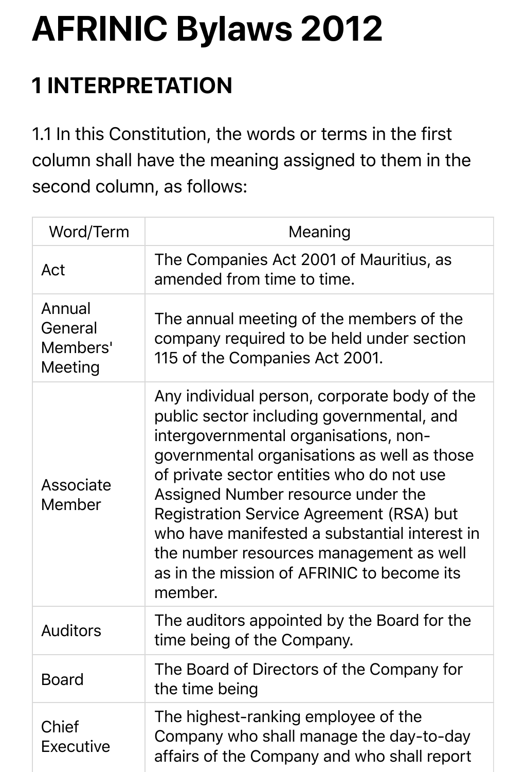# AFRINIC Bylaws 2012

## 1 INTERPRETATION

1.1 In this Constitution, the words or terms in the first column shall have the meaning assigned to them in the second column, as follows:

| Word/Term | Meaning |
|---|---|
| Act | The Companies Act 2001 of Mauritius, as amended from time to time. |
| Annual General Members' Meeting | The annual meeting of the members of the company required to be held under section 115 of the Companies Act 2001. |
| Associate Member | Any individual person, corporate body of the public sector including governmental, and intergovernmental organisations, non-governmental organisations as well as those of private sector entities who do not use Assigned Number resource under the Registration Service Agreement (RSA) but who have manifested a substantial interest in the number resources management as well as in the mission of AFRINIC to become its member. |
| Auditors | The auditors appointed by the Board for the time being of the Company. |
| Board | The Board of Directors of the Company for the time being |
| Chief Executive | The highest-ranking employee of the Company who shall manage the day-to-day affairs of the Company and who shall report |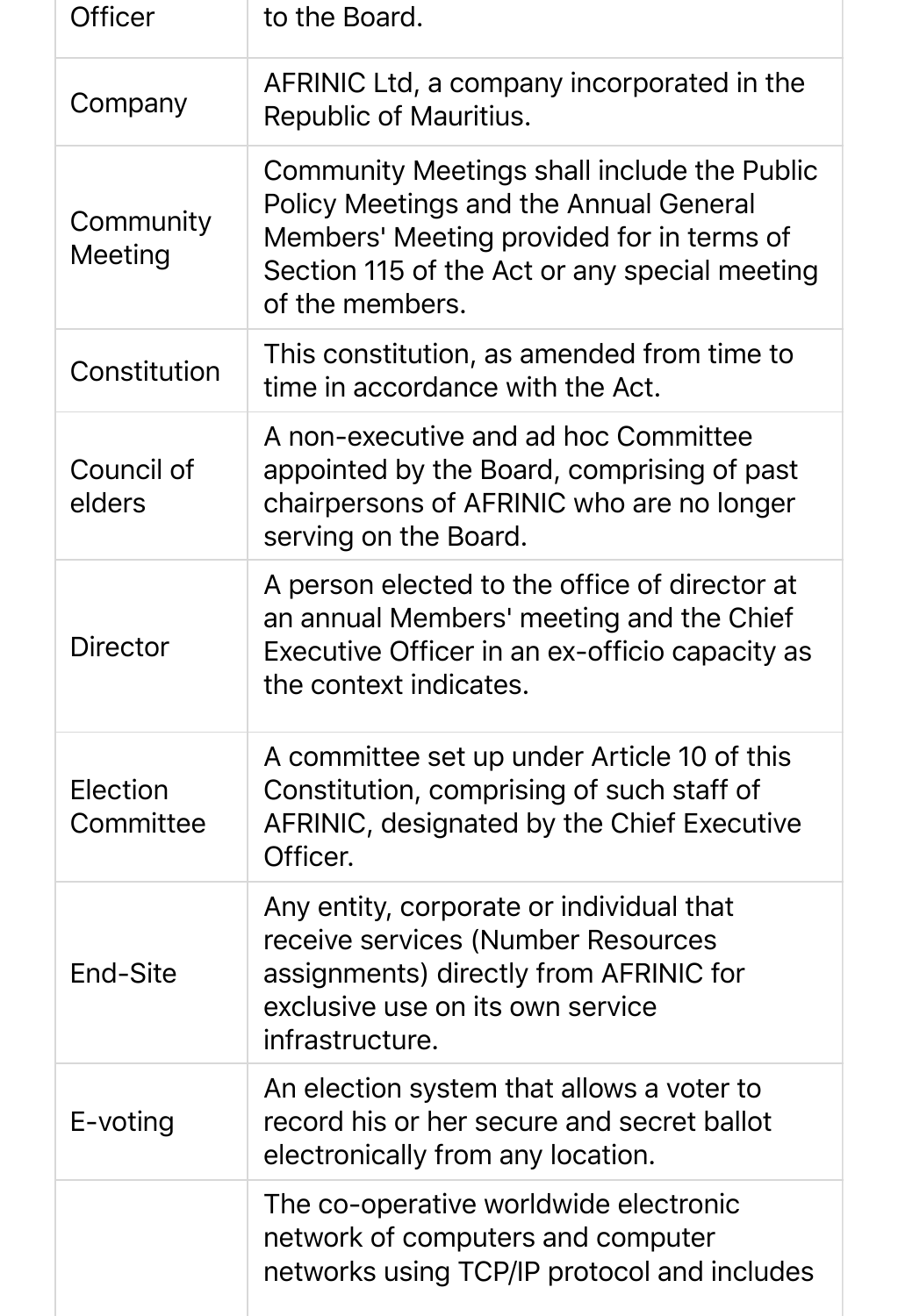| | |
|---|---|
| Officer | to the Board. |
| Company | AFRINIC Ltd, a company incorporated in the Republic of Mauritius. |
| Community Meeting | Community Meetings shall include the Public Policy Meetings and the Annual General Members' Meeting provided for in terms of Section 115 of the Act or any special meeting of the members. |
| Constitution | This constitution, as amended from time to time in accordance with the Act. |
| Council of elders | A non-executive and ad hoc Committee appointed by the Board, comprising of past chairpersons of AFRINIC who are no longer serving on the Board. |
| Director | A person elected to the office of director at an annual Members' meeting and the Chief Executive Officer in an ex-officio capacity as the context indicates. |
| Election Committee | A committee set up under Article 10 of this Constitution, comprising of such staff of AFRINIC, designated by the Chief Executive Officer. |
| End-Site | Any entity, corporate or individual that receive services (Number Resources assignments) directly from AFRINIC for exclusive use on its own service infrastructure. |
| E-voting | An election system that allows a voter to record his or her secure and secret ballot electronically from any location. |
| | The co-operative worldwide electronic network of computers and computer networks using TCP/IP protocol and includes |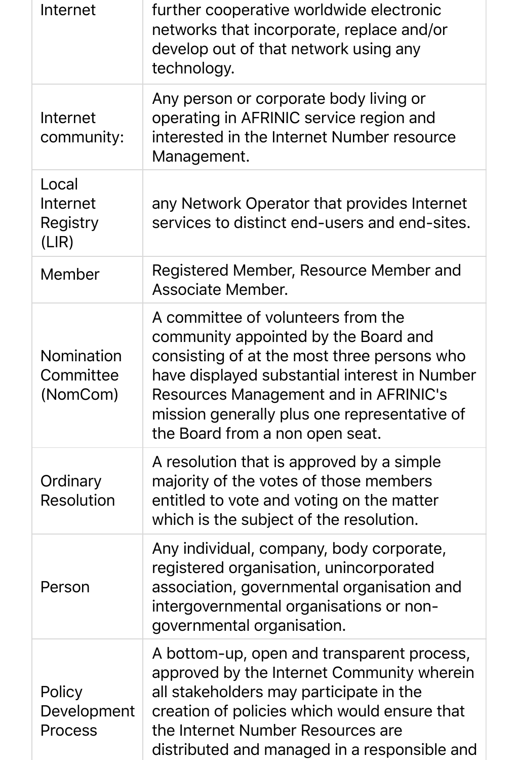| | |
|---|---|
| Internet | further cooperative worldwide electronic networks that incorporate, replace and/or develop out of that network using any technology. |
| Internet community: | Any person or corporate body living or operating in AFRINIC service region and interested in the Internet Number resource Management. |
| Local Internet Registry (LIR) | any Network Operator that provides Internet services to distinct end-users and end-sites. |
| Member | Registered Member, Resource Member and Associate Member. |
| Nomination Committee (NomCom) | A committee of volunteers from the community appointed by the Board and consisting of at the most three persons who have displayed substantial interest in Number Resources Management and in AFRINIC's mission generally plus one representative of the Board from a non open seat. |
| Ordinary Resolution | A resolution that is approved by a simple majority of the votes of those members entitled to vote and voting on the matter which is the subject of the resolution. |
| Person | Any individual, company, body corporate, registered organisation, unincorporated association, governmental organisation and intergovernmental organisations or non-governmental organisation. |
| Policy Development Process | A bottom-up, open and transparent process, approved by the Internet Community wherein all stakeholders may participate in the creation of policies which would ensure that the Internet Number Resources are distributed and managed in a responsible and |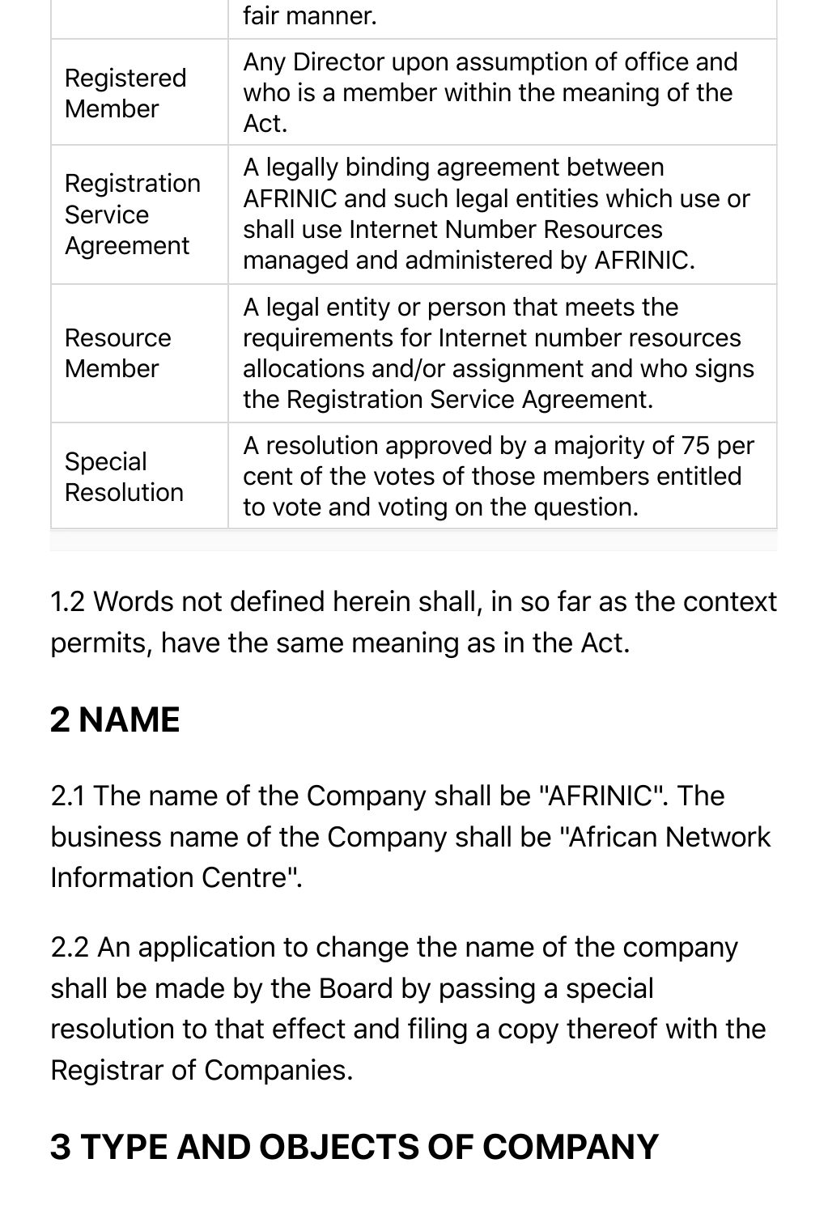| | |
|---|---|
| | fair manner. |
| Registered Member | Any Director upon assumption of office and who is a member within the meaning of the Act. |
| Registration Service Agreement | A legally binding agreement between AFRINIC and such legal entities which use or shall use Internet Number Resources managed and administered by AFRINIC. |
| Resource Member | A legal entity or person that meets the requirements for Internet number resources allocations and/or assignment and who signs the Registration Service Agreement. |
| Special Resolution | A resolution approved by a majority of 75 per cent of the votes of those members entitled to vote and voting on the question. |

1.2 Words not defined herein shall, in so far as the context permits, have the same meaning as in the Act.

## 2 NAME

2.1 The name of the Company shall be "AFRINIC". The business name of the Company shall be "African Network Information Centre".

2.2 An application to change the name of the company shall be made by the Board by passing a special resolution to that effect and filing a copy thereof with the Registrar of Companies.

## 3 TYPE AND OBJECTS OF COMPANY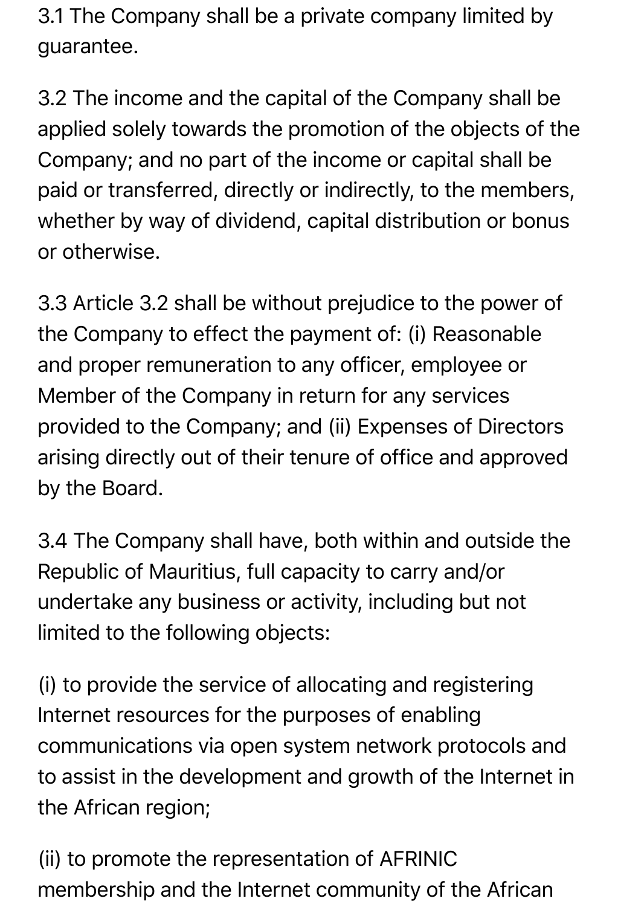3.1 The Company shall be a private company limited by guarantee.

3.2 The income and the capital of the Company shall be applied solely towards the promotion of the objects of the Company; and no part of the income or capital shall be paid or transferred, directly or indirectly, to the members, whether by way of dividend, capital distribution or bonus or otherwise.

3.3 Article 3.2 shall be without prejudice to the power of the Company to effect the payment of: (i) Reasonable and proper remuneration to any officer, employee or Member of the Company in return for any services provided to the Company; and (ii) Expenses of Directors arising directly out of their tenure of office and approved by the Board.

3.4 The Company shall have, both within and outside the Republic of Mauritius, full capacity to carry and/or undertake any business or activity, including but not limited to the following objects:

(i) to provide the service of allocating and registering Internet resources for the purposes of enabling communications via open system network protocols and to assist in the development and growth of the Internet in the African region;

(ii) to promote the representation of AFRINIC membership and the Internet community of the African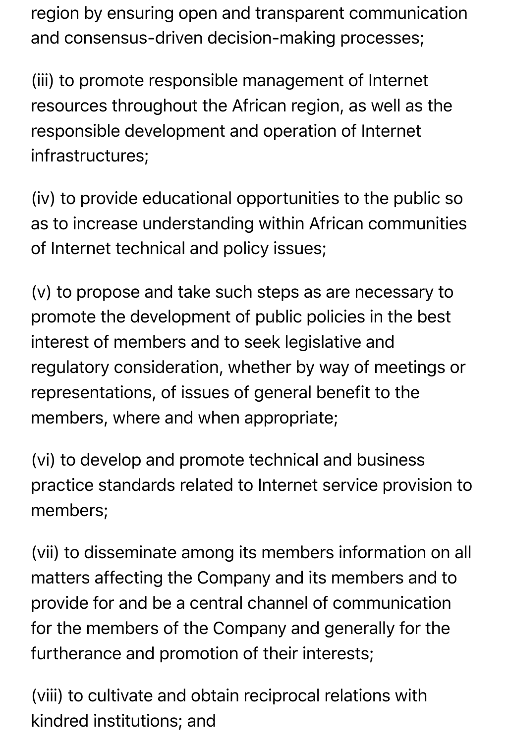region by ensuring open and transparent communication and consensus-driven decision-making processes;

(iii) to promote responsible management of Internet resources throughout the African region, as well as the responsible development and operation of Internet infrastructures;

(iv) to provide educational opportunities to the public so as to increase understanding within African communities of Internet technical and policy issues;

(v) to propose and take such steps as are necessary to promote the development of public policies in the best interest of members and to seek legislative and regulatory consideration, whether by way of meetings or representations, of issues of general benefit to the members, where and when appropriate;

(vi) to develop and promote technical and business practice standards related to Internet service provision to members;

(vii) to disseminate among its members information on all matters affecting the Company and its members and to provide for and be a central channel of communication for the members of the Company and generally for the furtherance and promotion of their interests;

(viii) to cultivate and obtain reciprocal relations with kindred institutions; and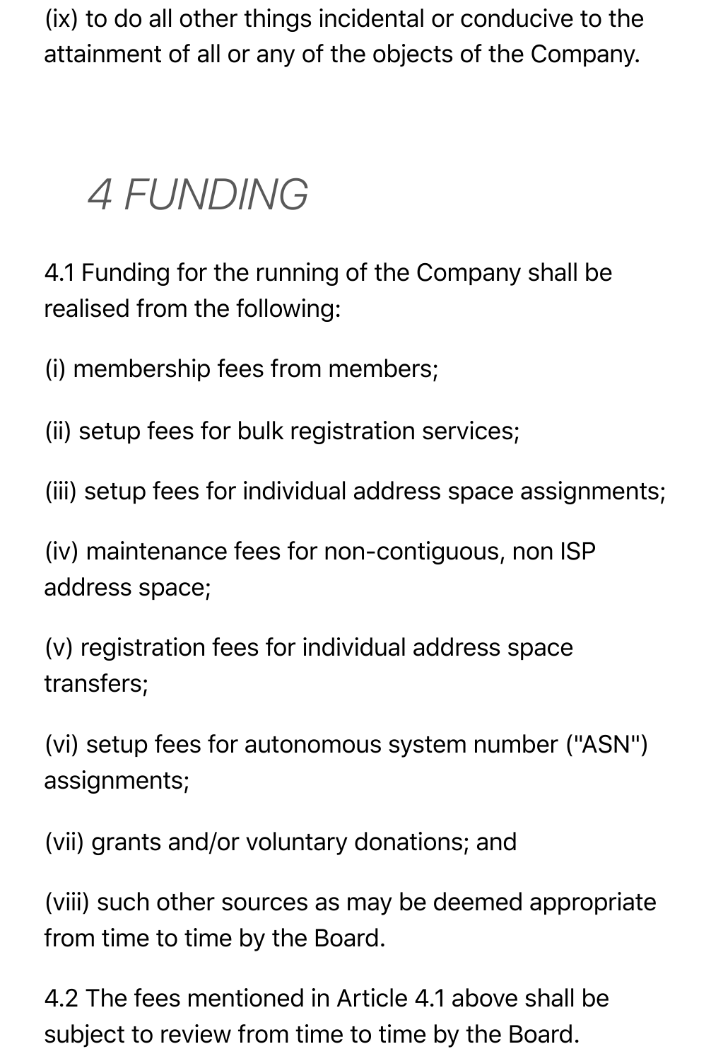(ix) to do all other things incidental or conducive to the attainment of all or any of the objects of the Company.

## 4 FUNDING

4.1 Funding for the running of the Company shall be realised from the following:

(i) membership fees from members;

(ii) setup fees for bulk registration services;

(iii) setup fees for individual address space assignments;

(iv) maintenance fees for non-contiguous, non ISP address space;

(v) registration fees for individual address space transfers;

(vi) setup fees for autonomous system number ("ASN") assignments;

(vii) grants and/or voluntary donations; and

(viii) such other sources as may be deemed appropriate from time to time by the Board.

4.2 The fees mentioned in Article 4.1 above shall be subject to review from time to time by the Board.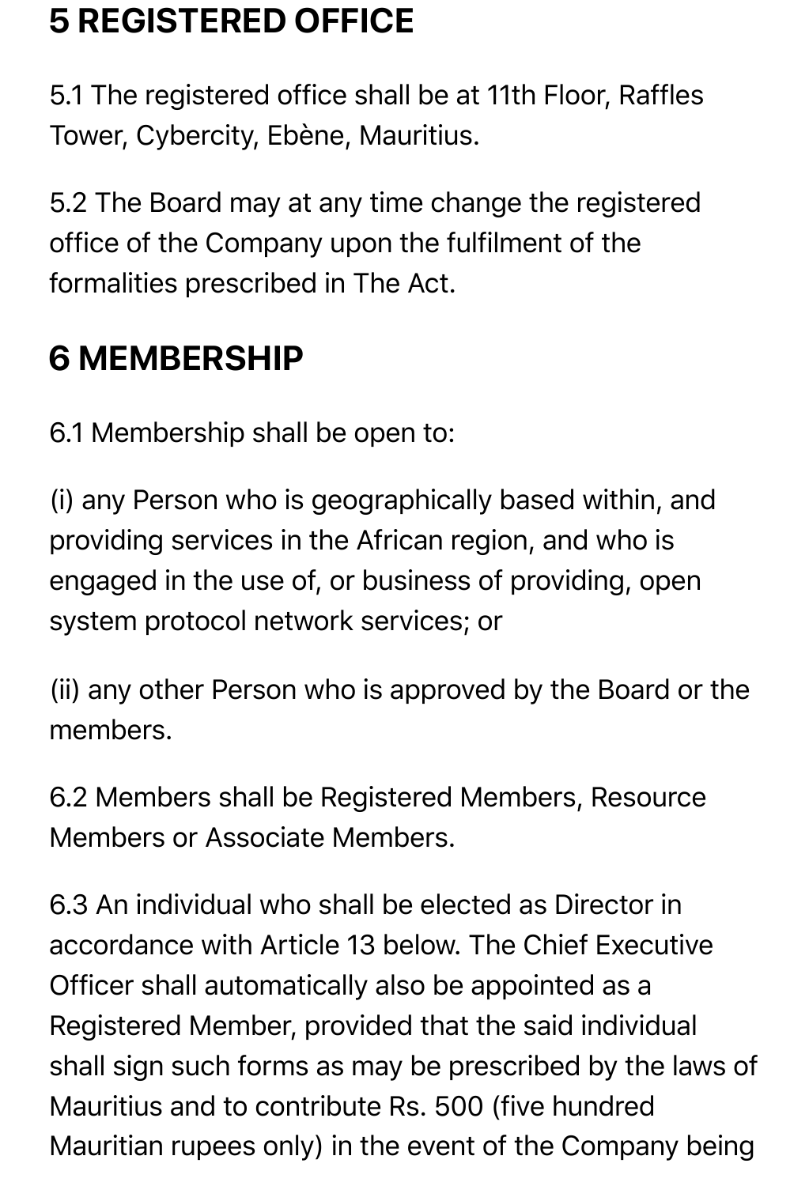## 5 REGISTERED OFFICE

5.1 The registered office shall be at 11th Floor, Raffles Tower, Cybercity, Ebène, Mauritius.

5.2 The Board may at any time change the registered office of the Company upon the fulfilment of the formalities prescribed in The Act.

## 6 MEMBERSHIP

6.1 Membership shall be open to:

(i) any Person who is geographically based within, and providing services in the African region, and who is engaged in the use of, or business of providing, open system protocol network services; or

(ii) any other Person who is approved by the Board or the members.

6.2 Members shall be Registered Members, Resource Members or Associate Members.

6.3 An individual who shall be elected as Director in accordance with Article 13 below. The Chief Executive Officer shall automatically also be appointed as a Registered Member, provided that the said individual shall sign such forms as may be prescribed by the laws of Mauritius and to contribute Rs. 500 (five hundred Mauritian rupees only) in the event of the Company being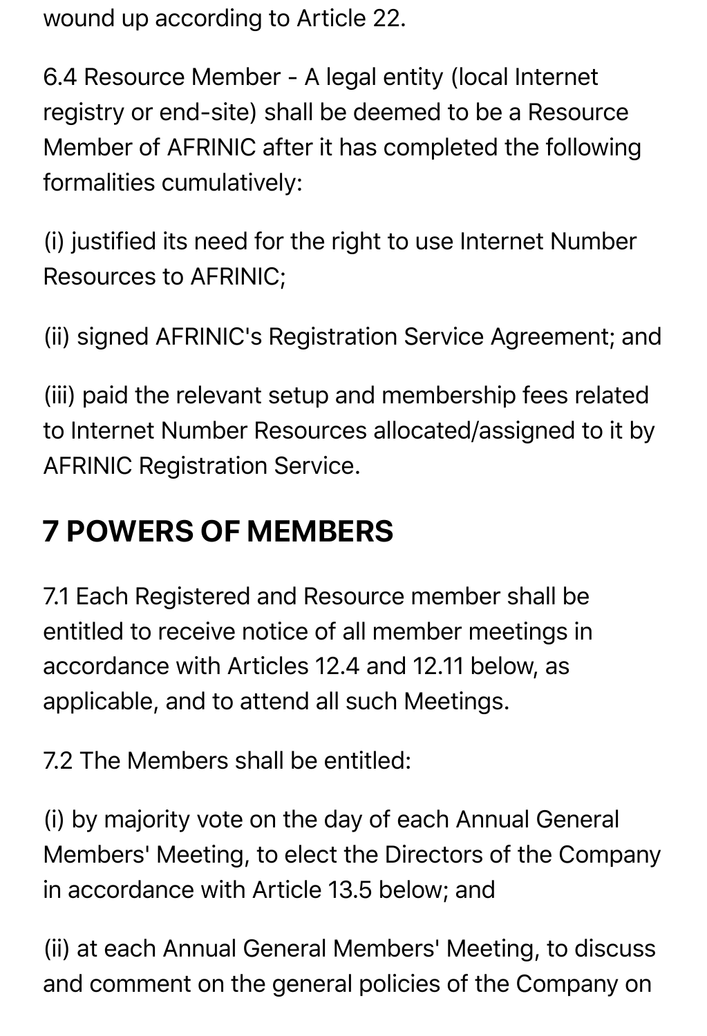wound up according to Article 22.

6.4 Resource Member - A legal entity (local Internet registry or end-site) shall be deemed to be a Resource Member of AFRINIC after it has completed the following formalities cumulatively:

(i) justified its need for the right to use Internet Number Resources to AFRINIC;

(ii) signed AFRINIC's Registration Service Agreement; and

(iii) paid the relevant setup and membership fees related to Internet Number Resources allocated/assigned to it by AFRINIC Registration Service.

## 7 POWERS OF MEMBERS

7.1 Each Registered and Resource member shall be entitled to receive notice of all member meetings in accordance with Articles 12.4 and 12.11 below, as applicable, and to attend all such Meetings.

7.2 The Members shall be entitled:

(i) by majority vote on the day of each Annual General Members' Meeting, to elect the Directors of the Company in accordance with Article 13.5 below; and

(ii) at each Annual General Members' Meeting, to discuss and comment on the general policies of the Company on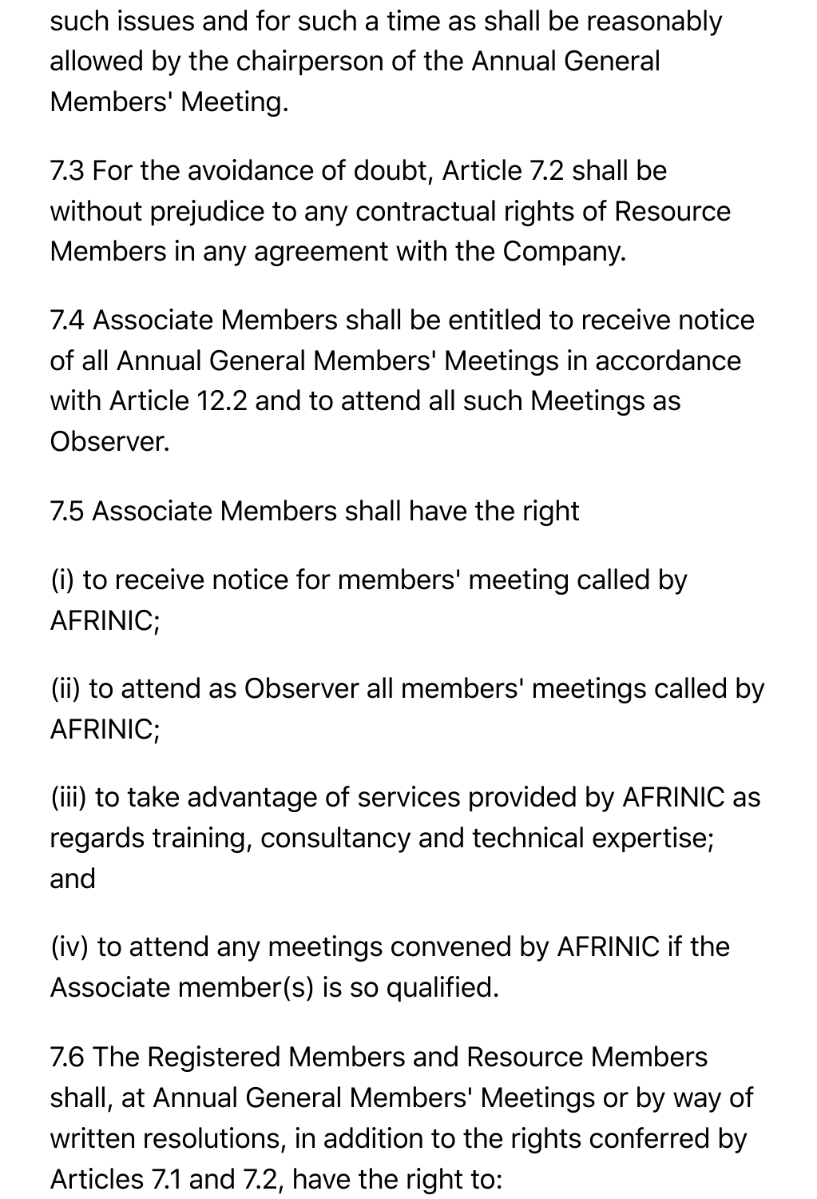such issues and for such a time as shall be reasonably allowed by the chairperson of the Annual General Members' Meeting.

7.3 For the avoidance of doubt, Article 7.2 shall be without prejudice to any contractual rights of Resource Members in any agreement with the Company.

7.4 Associate Members shall be entitled to receive notice of all Annual General Members' Meetings in accordance with Article 12.2 and to attend all such Meetings as Observer.

7.5 Associate Members shall have the right

(i) to receive notice for members' meeting called by AFRINIC;

(ii) to attend as Observer all members' meetings called by AFRINIC;

(iii) to take advantage of services provided by AFRINIC as regards training, consultancy and technical expertise; and

(iv) to attend any meetings convened by AFRINIC if the Associate member(s) is so qualified.

7.6 The Registered Members and Resource Members shall, at Annual General Members' Meetings or by way of written resolutions, in addition to the rights conferred by Articles 7.1 and 7.2, have the right to: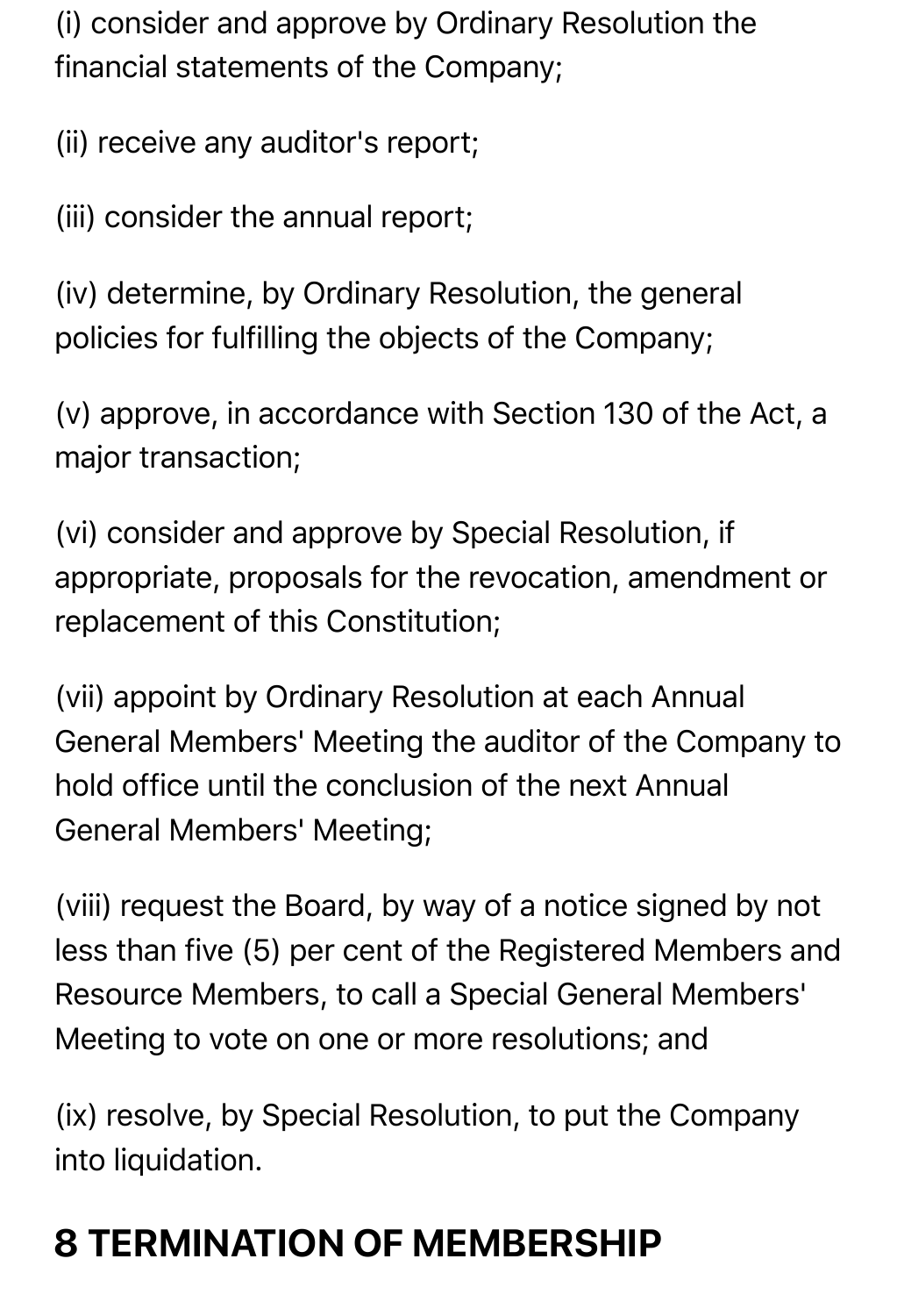(i) consider and approve by Ordinary Resolution the financial statements of the Company;

(ii) receive any auditor's report;

(iii) consider the annual report;

(iv) determine, by Ordinary Resolution, the general policies for fulfilling the objects of the Company;

(v) approve, in accordance with Section 130 of the Act, a major transaction;

(vi) consider and approve by Special Resolution, if appropriate, proposals for the revocation, amendment or replacement of this Constitution;

(vii) appoint by Ordinary Resolution at each Annual General Members' Meeting the auditor of the Company to hold office until the conclusion of the next Annual General Members' Meeting;

(viii) request the Board, by way of a notice signed by not less than five (5) per cent of the Registered Members and Resource Members, to call a Special General Members' Meeting to vote on one or more resolutions; and

(ix) resolve, by Special Resolution, to put the Company into liquidation.

## 8 TERMINATION OF MEMBERSHIP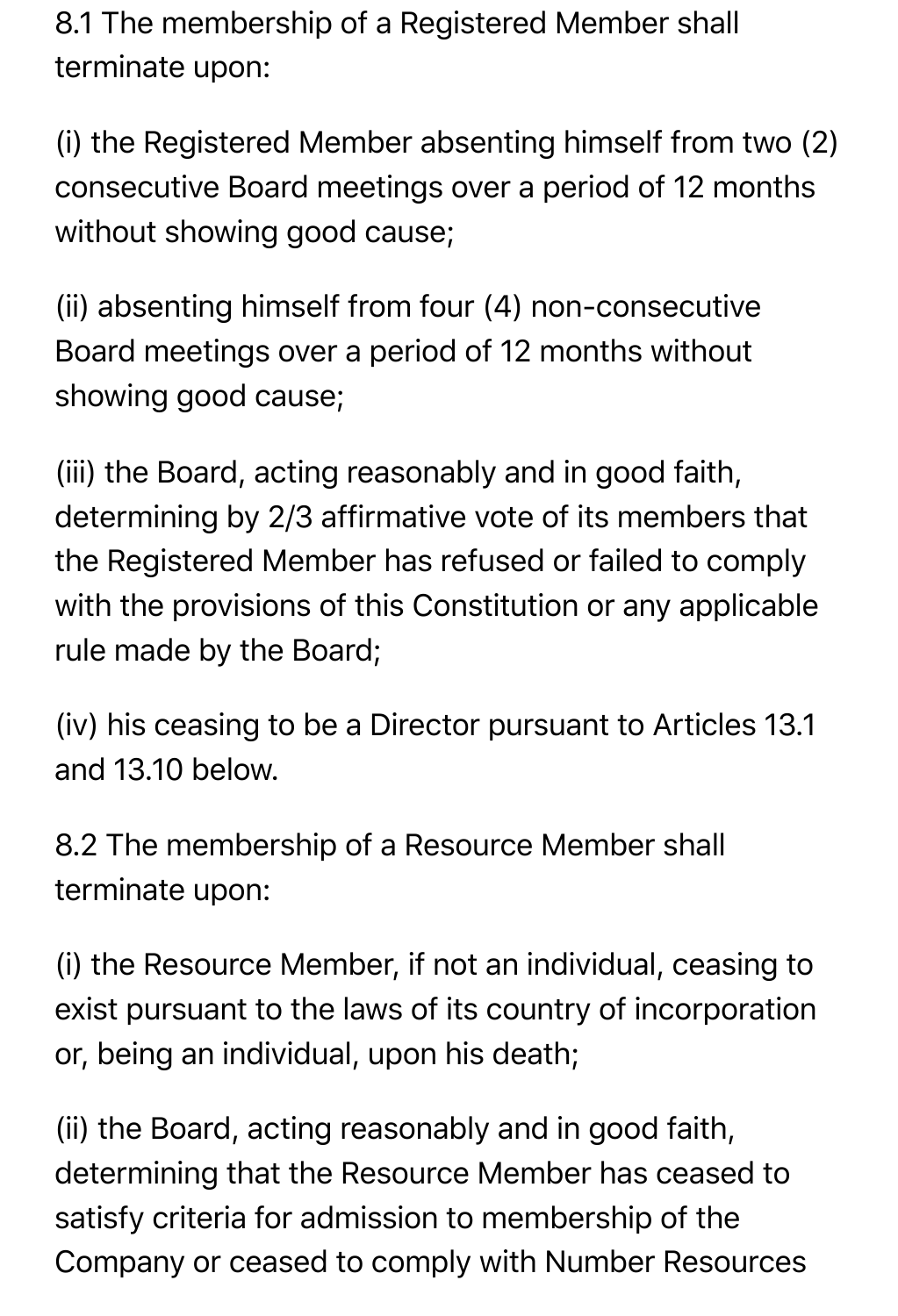8.1 The membership of a Registered Member shall terminate upon:

(i) the Registered Member absenting himself from two (2) consecutive Board meetings over a period of 12 months without showing good cause;

(ii) absenting himself from four (4) non-consecutive Board meetings over a period of 12 months without showing good cause;

(iii) the Board, acting reasonably and in good faith, determining by 2/3 affirmative vote of its members that the Registered Member has refused or failed to comply with the provisions of this Constitution or any applicable rule made by the Board;

(iv) his ceasing to be a Director pursuant to Articles 13.1 and 13.10 below.

8.2 The membership of a Resource Member shall terminate upon:

(i) the Resource Member, if not an individual, ceasing to exist pursuant to the laws of its country of incorporation or, being an individual, upon his death;

(ii) the Board, acting reasonably and in good faith, determining that the Resource Member has ceased to satisfy criteria for admission to membership of the Company or ceased to comply with Number Resources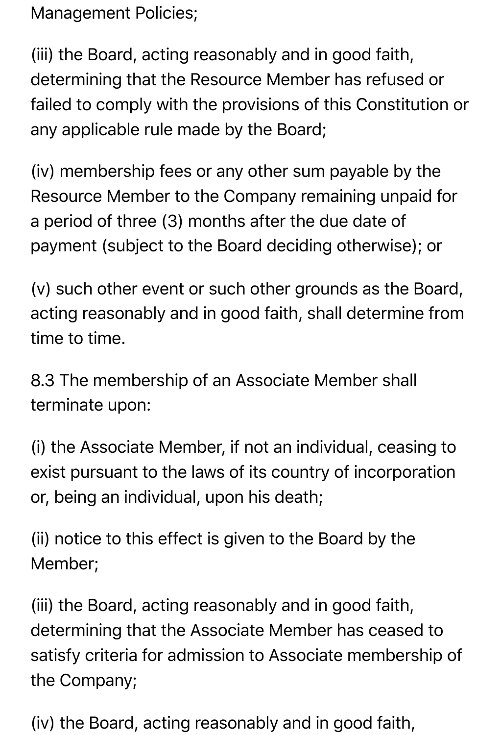Management Policies;

(iii) the Board, acting reasonably and in good faith, determining that the Resource Member has refused or failed to comply with the provisions of this Constitution or any applicable rule made by the Board;

(iv) membership fees or any other sum payable by the Resource Member to the Company remaining unpaid for a period of three (3) months after the due date of payment (subject to the Board deciding otherwise); or

(v) such other event or such other grounds as the Board, acting reasonably and in good faith, shall determine from time to time.

8.3 The membership of an Associate Member shall terminate upon:

(i) the Associate Member, if not an individual, ceasing to exist pursuant to the laws of its country of incorporation or, being an individual, upon his death;

(ii) notice to this effect is given to the Board by the Member;

(iii) the Board, acting reasonably and in good faith, determining that the Associate Member has ceased to satisfy criteria for admission to Associate membership of the Company;

(iv) the Board, acting reasonably and in good faith,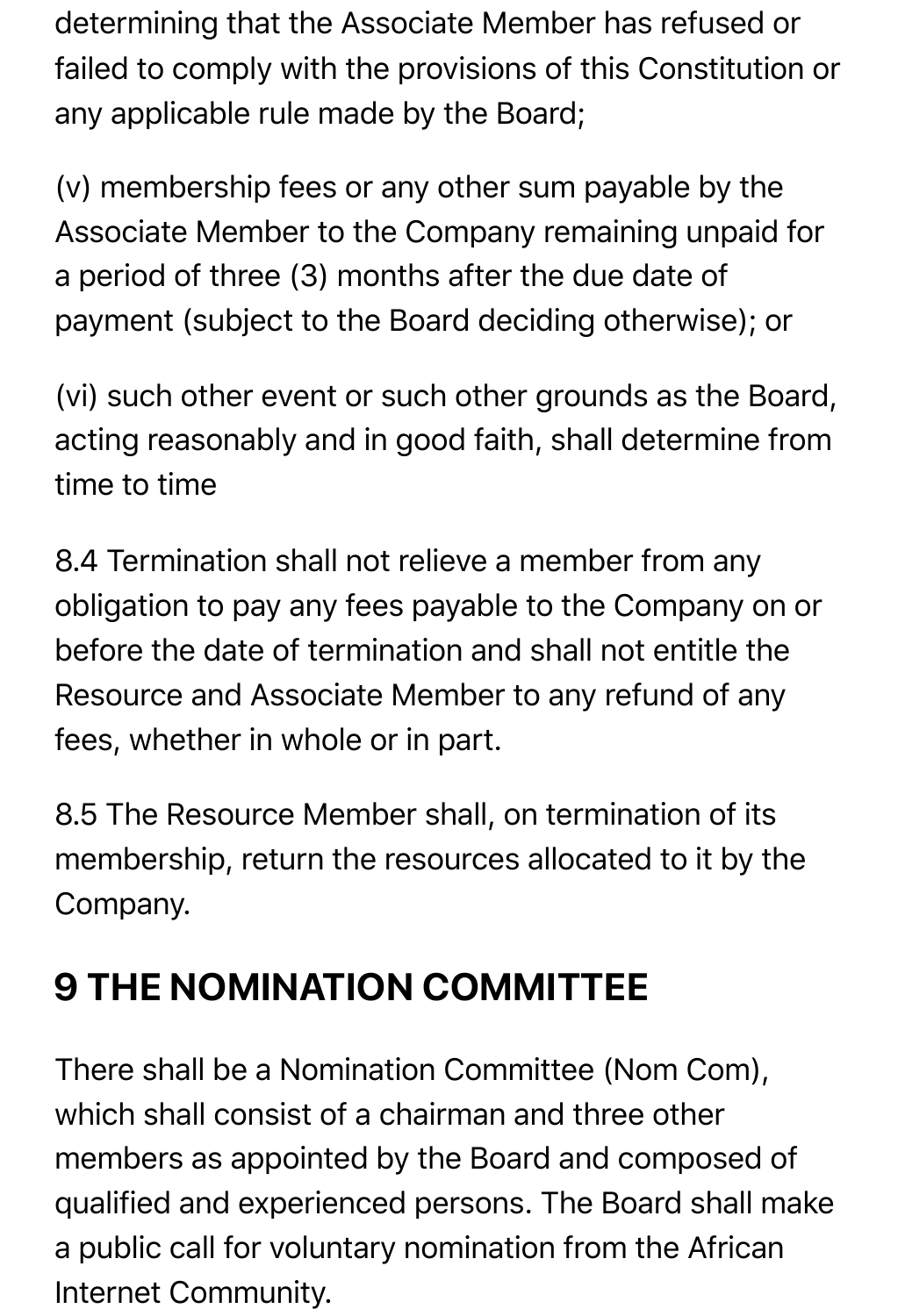determining that the Associate Member has refused or failed to comply with the provisions of this Constitution or any applicable rule made by the Board;

(v) membership fees or any other sum payable by the Associate Member to the Company remaining unpaid for a period of three (3) months after the due date of payment (subject to the Board deciding otherwise); or

(vi) such other event or such other grounds as the Board, acting reasonably and in good faith, shall determine from time to time

8.4 Termination shall not relieve a member from any obligation to pay any fees payable to the Company on or before the date of termination and shall not entitle the Resource and Associate Member to any refund of any fees, whether in whole or in part.

8.5 The Resource Member shall, on termination of its membership, return the resources allocated to it by the Company.

## 9 THE NOMINATION COMMITTEE

There shall be a Nomination Committee (Nom Com), which shall consist of a chairman and three other members as appointed by the Board and composed of qualified and experienced persons. The Board shall make a public call for voluntary nomination from the African Internet Community.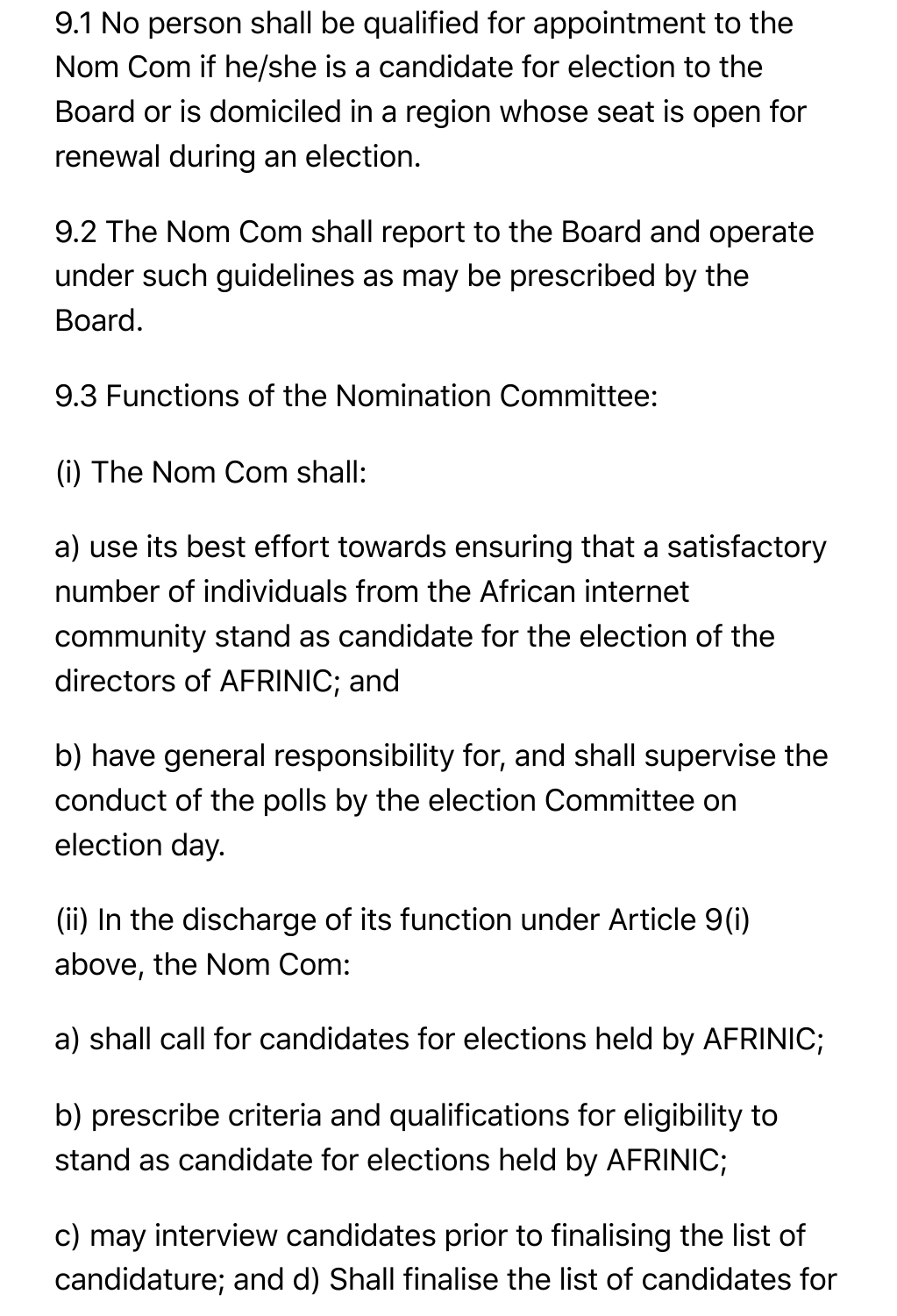9.1 No person shall be qualified for appointment to the Nom Com if he/she is a candidate for election to the Board or is domiciled in a region whose seat is open for renewal during an election.

9.2 The Nom Com shall report to the Board and operate under such guidelines as may be prescribed by the Board.

9.3 Functions of the Nomination Committee:

(i) The Nom Com shall:

a) use its best effort towards ensuring that a satisfactory number of individuals from the African internet community stand as candidate for the election of the directors of AFRINIC; and

b) have general responsibility for, and shall supervise the conduct of the polls by the election Committee on election day.

(ii) In the discharge of its function under Article 9(i) above, the Nom Com:

a) shall call for candidates for elections held by AFRINIC;

b) prescribe criteria and qualifications for eligibility to stand as candidate for elections held by AFRINIC;

c) may interview candidates prior to finalising the list of candidature; and d) Shall finalise the list of candidates for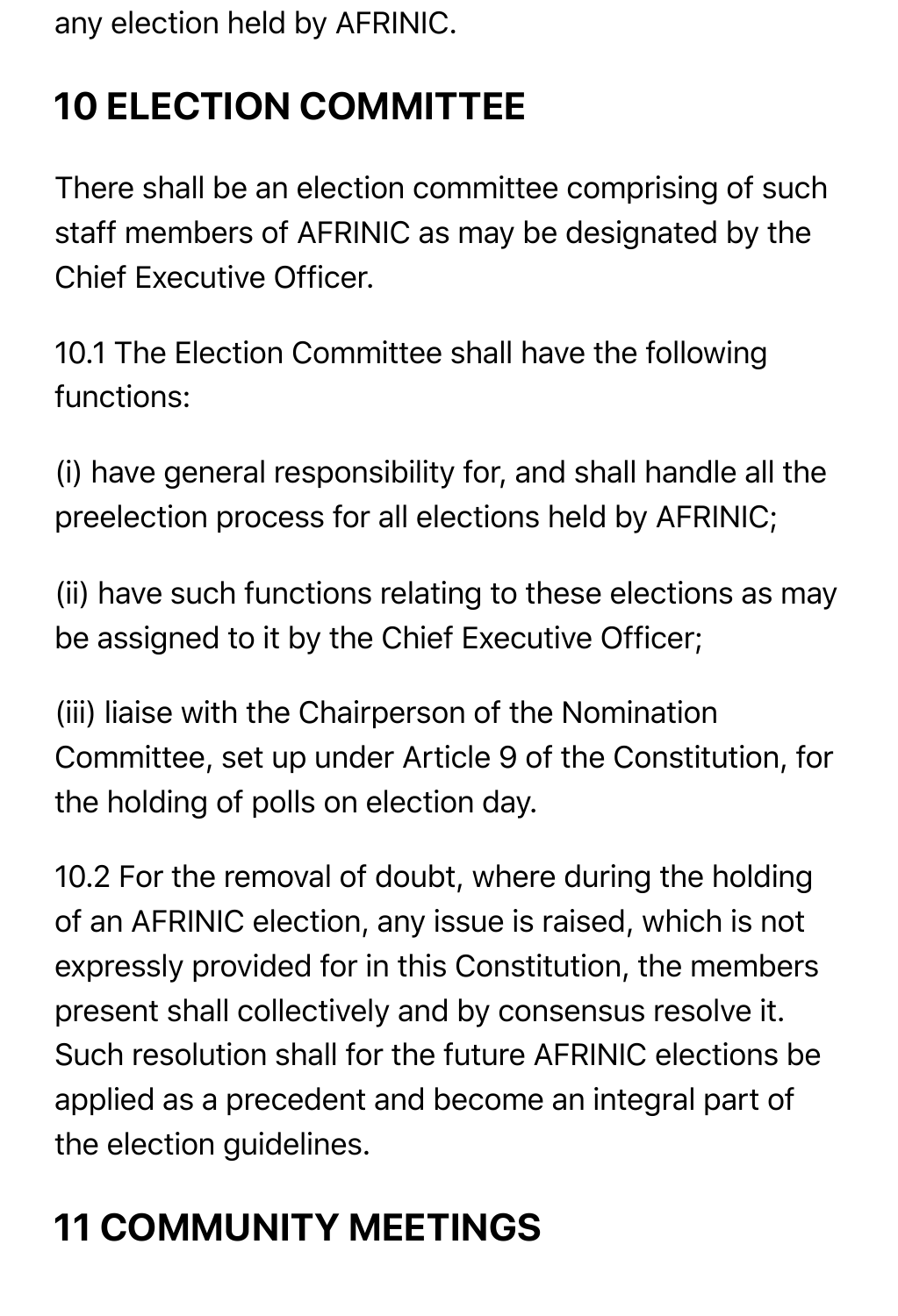any election held by AFRINIC.

## 10 ELECTION COMMITTEE

There shall be an election committee comprising of such staff members of AFRINIC as may be designated by the Chief Executive Officer.

10.1 The Election Committee shall have the following functions:

(i) have general responsibility for, and shall handle all the preelection process for all elections held by AFRINIC;

(ii) have such functions relating to these elections as may be assigned to it by the Chief Executive Officer;

(iii) liaise with the Chairperson of the Nomination Committee, set up under Article 9 of the Constitution, for the holding of polls on election day.

10.2 For the removal of doubt, where during the holding of an AFRINIC election, any issue is raised, which is not expressly provided for in this Constitution, the members present shall collectively and by consensus resolve it. Such resolution shall for the future AFRINIC elections be applied as a precedent and become an integral part of the election guidelines.

## 11 COMMUNITY MEETINGS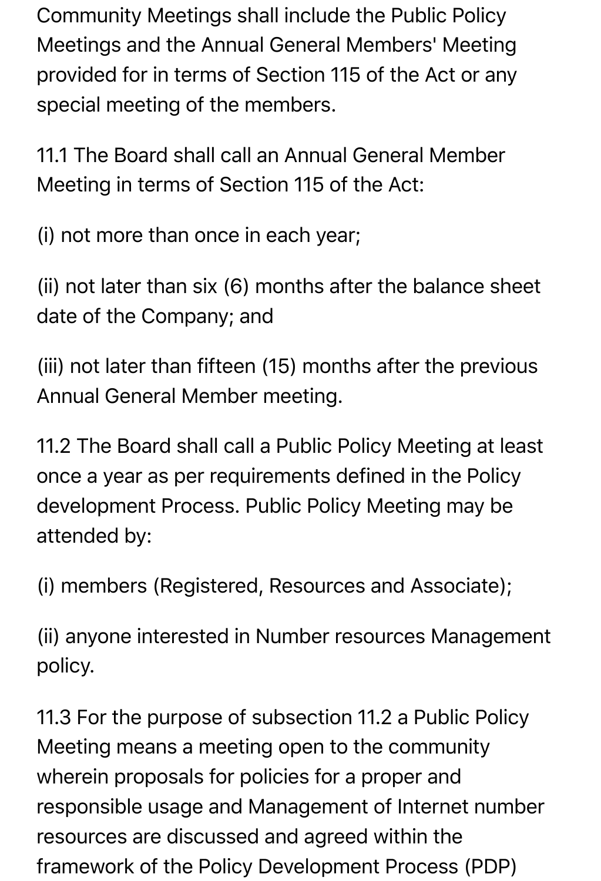Community Meetings shall include the Public Policy Meetings and the Annual General Members' Meeting provided for in terms of Section 115 of the Act or any special meeting of the members.

11.1 The Board shall call an Annual General Member Meeting in terms of Section 115 of the Act:

(i) not more than once in each year;

(ii) not later than six (6) months after the balance sheet date of the Company; and

(iii) not later than fifteen (15) months after the previous Annual General Member meeting.

11.2 The Board shall call a Public Policy Meeting at least once a year as per requirements defined in the Policy development Process. Public Policy Meeting may be attended by:

(i) members (Registered, Resources and Associate);

(ii) anyone interested in Number resources Management policy.

11.3 For the purpose of subsection 11.2 a Public Policy Meeting means a meeting open to the community wherein proposals for policies for a proper and responsible usage and Management of Internet number resources are discussed and agreed within the framework of the Policy Development Process (PDP)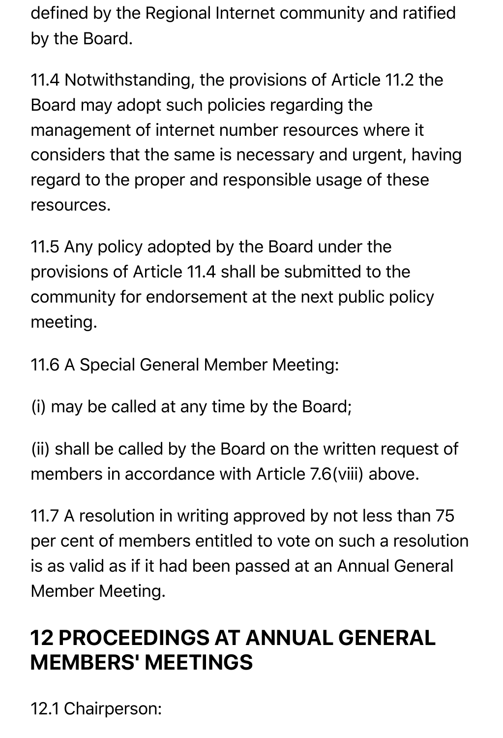defined by the Regional Internet community and ratified by the Board.

11.4 Notwithstanding, the provisions of Article 11.2 the Board may adopt such policies regarding the management of internet number resources where it considers that the same is necessary and urgent, having regard to the proper and responsible usage of these resources.

11.5 Any policy adopted by the Board under the provisions of Article 11.4 shall be submitted to the community for endorsement at the next public policy meeting.

11.6 A Special General Member Meeting:

(i) may be called at any time by the Board;

(ii) shall be called by the Board on the written request of members in accordance with Article 7.6(viii) above.

11.7 A resolution in writing approved by not less than 75 per cent of members entitled to vote on such a resolution is as valid as if it had been passed at an Annual General Member Meeting.

## 12 PROCEEDINGS AT ANNUAL GENERAL MEMBERS' MEETINGS

12.1 Chairperson: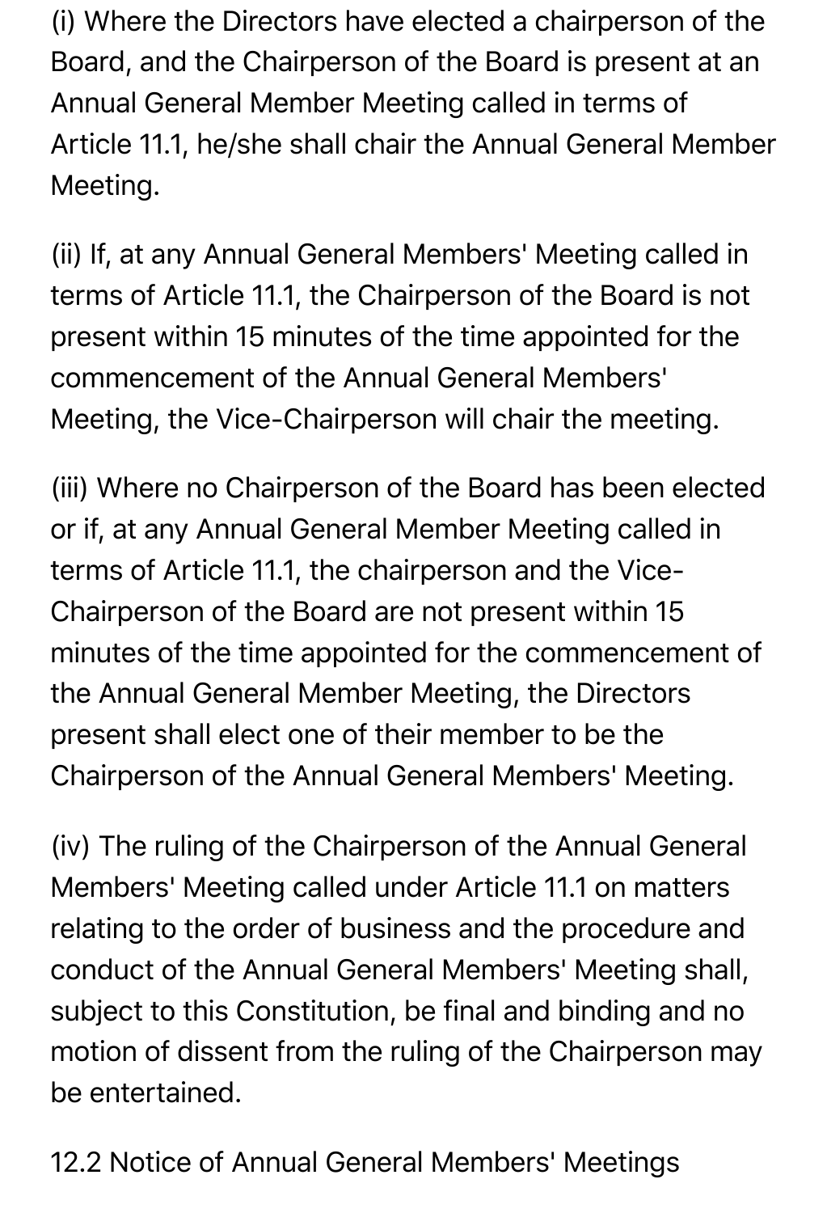(i) Where the Directors have elected a chairperson of the Board, and the Chairperson of the Board is present at an Annual General Member Meeting called in terms of Article 11.1, he/she shall chair the Annual General Member Meeting.

(ii) If, at any Annual General Members' Meeting called in terms of Article 11.1, the Chairperson of the Board is not present within 15 minutes of the time appointed for the commencement of the Annual General Members' Meeting, the Vice-Chairperson will chair the meeting.

(iii) Where no Chairperson of the Board has been elected or if, at any Annual General Member Meeting called in terms of Article 11.1, the chairperson and the Vice-Chairperson of the Board are not present within 15 minutes of the time appointed for the commencement of the Annual General Member Meeting, the Directors present shall elect one of their member to be the Chairperson of the Annual General Members' Meeting.

(iv) The ruling of the Chairperson of the Annual General Members' Meeting called under Article 11.1 on matters relating to the order of business and the procedure and conduct of the Annual General Members' Meeting shall, subject to this Constitution, be final and binding and no motion of dissent from the ruling of the Chairperson may be entertained.

12.2 Notice of Annual General Members' Meetings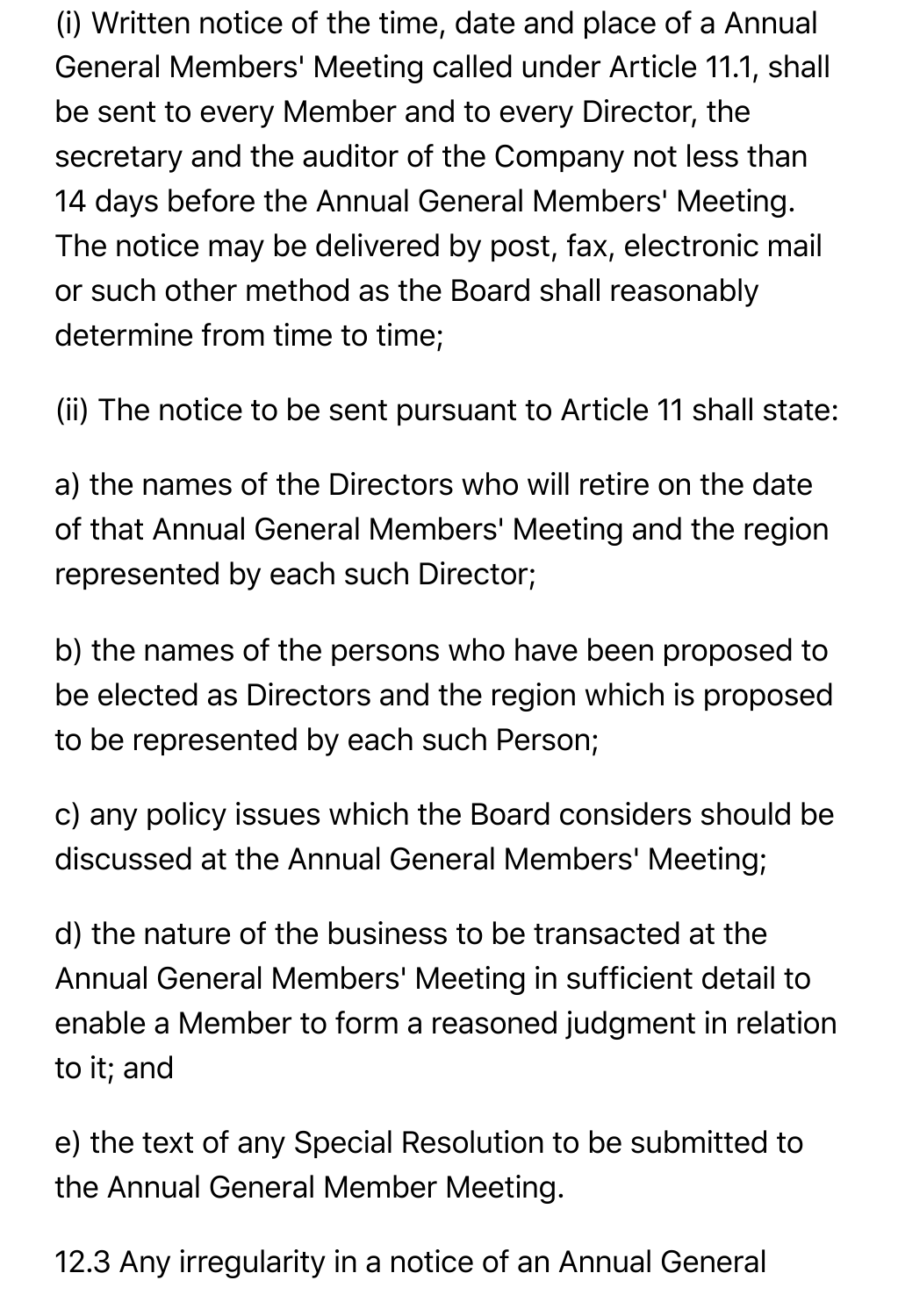(i) Written notice of the time, date and place of a Annual General Members' Meeting called under Article 11.1, shall be sent to every Member and to every Director, the secretary and the auditor of the Company not less than 14 days before the Annual General Members' Meeting. The notice may be delivered by post, fax, electronic mail or such other method as the Board shall reasonably determine from time to time;

(ii) The notice to be sent pursuant to Article 11 shall state:

a) the names of the Directors who will retire on the date of that Annual General Members' Meeting and the region represented by each such Director;

b) the names of the persons who have been proposed to be elected as Directors and the region which is proposed to be represented by each such Person;

c) any policy issues which the Board considers should be discussed at the Annual General Members' Meeting;

d) the nature of the business to be transacted at the Annual General Members' Meeting in sufficient detail to enable a Member to form a reasoned judgment in relation to it; and

e) the text of any Special Resolution to be submitted to the Annual General Member Meeting.

12.3 Any irregularity in a notice of an Annual General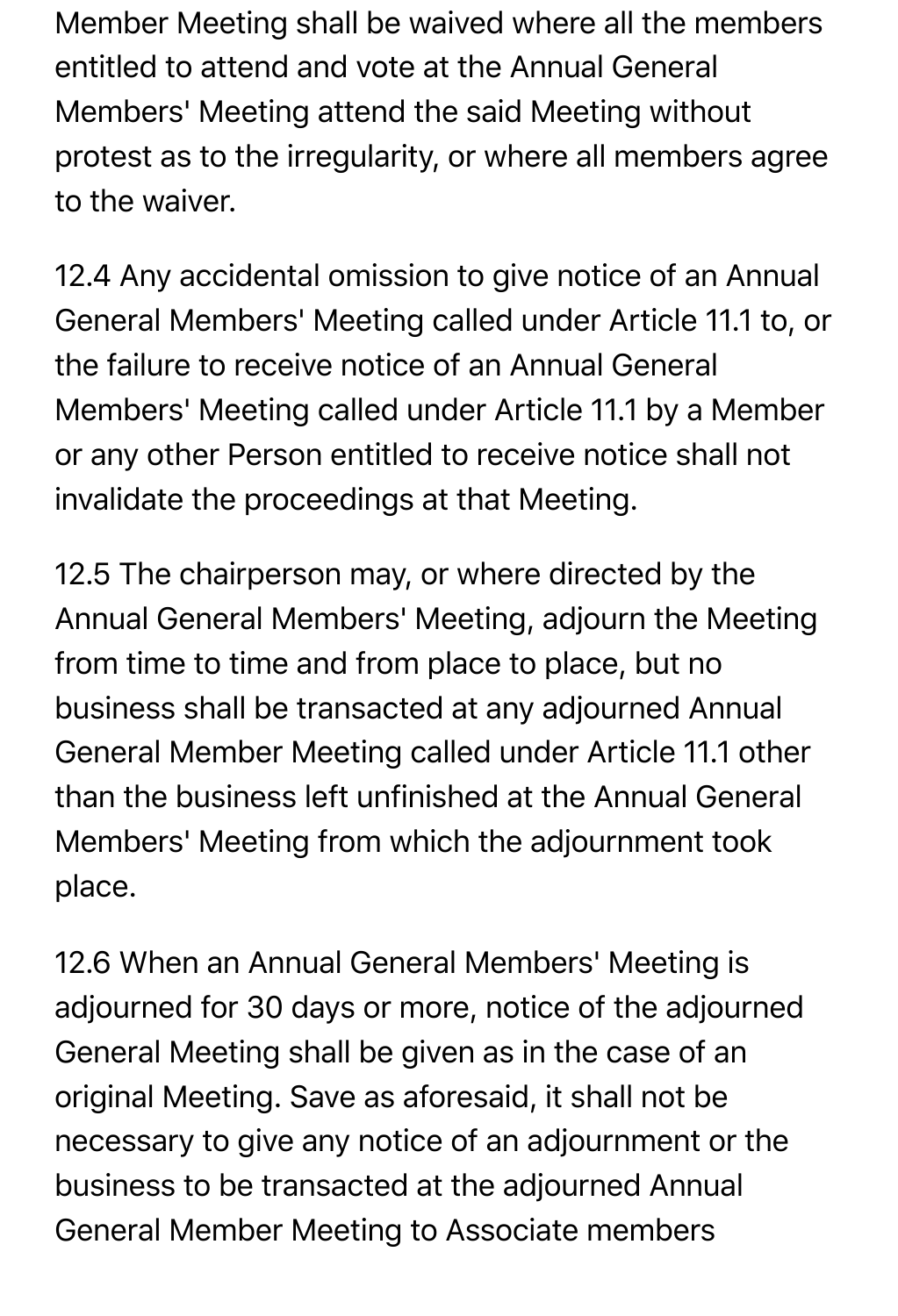Member Meeting shall be waived where all the members entitled to attend and vote at the Annual General Members' Meeting attend the said Meeting without protest as to the irregularity, or where all members agree to the waiver.

12.4 Any accidental omission to give notice of an Annual General Members' Meeting called under Article 11.1 to, or the failure to receive notice of an Annual General Members' Meeting called under Article 11.1 by a Member or any other Person entitled to receive notice shall not invalidate the proceedings at that Meeting.

12.5 The chairperson may, or where directed by the Annual General Members' Meeting, adjourn the Meeting from time to time and from place to place, but no business shall be transacted at any adjourned Annual General Member Meeting called under Article 11.1 other than the business left unfinished at the Annual General Members' Meeting from which the adjournment took place.

12.6 When an Annual General Members' Meeting is adjourned for 30 days or more, notice of the adjourned General Meeting shall be given as in the case of an original Meeting. Save as aforesaid, it shall not be necessary to give any notice of an adjournment or the business to be transacted at the adjourned Annual General Member Meeting to Associate members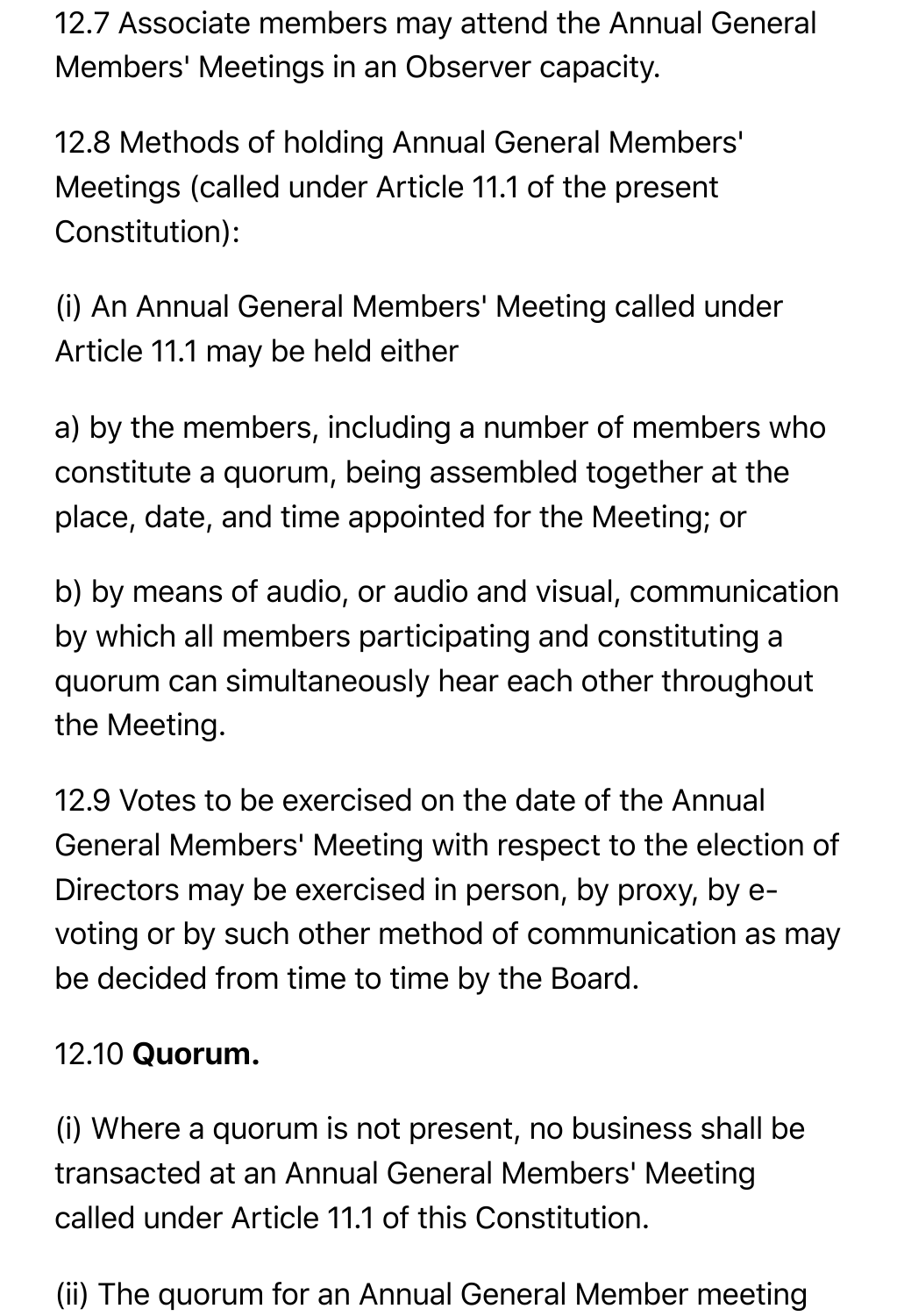12.7 Associate members may attend the Annual General Members' Meetings in an Observer capacity.

12.8 Methods of holding Annual General Members' Meetings (called under Article 11.1 of the present Constitution):

(i) An Annual General Members' Meeting called under Article 11.1 may be held either

a) by the members, including a number of members who constitute a quorum, being assembled together at the place, date, and time appointed for the Meeting; or

b) by means of audio, or audio and visual, communication by which all members participating and constituting a quorum can simultaneously hear each other throughout the Meeting.

12.9 Votes to be exercised on the date of the Annual General Members' Meeting with respect to the election of Directors may be exercised in person, by proxy, by e-voting or by such other method of communication as may be decided from time to time by the Board.

12.10 **Quorum.**

(i) Where a quorum is not present, no business shall be transacted at an Annual General Members' Meeting called under Article 11.1 of this Constitution.

(ii) The quorum for an Annual General Member meeting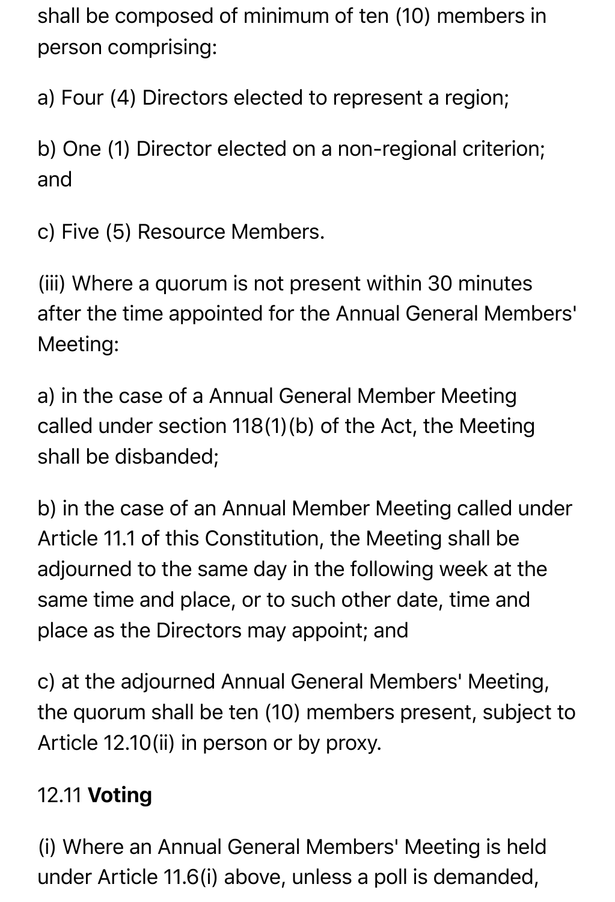shall be composed of minimum of ten (10) members in person comprising:

a) Four (4) Directors elected to represent a region;

b) One (1) Director elected on a non-regional criterion; and

c) Five (5) Resource Members.

(iii) Where a quorum is not present within 30 minutes after the time appointed for the Annual General Members' Meeting:

a) in the case of a Annual General Member Meeting called under section 118(1)(b) of the Act, the Meeting shall be disbanded;

b) in the case of an Annual Member Meeting called under Article 11.1 of this Constitution, the Meeting shall be adjourned to the same day in the following week at the same time and place, or to such other date, time and place as the Directors may appoint; and

c) at the adjourned Annual General Members' Meeting, the quorum shall be ten (10) members present, subject to Article 12.10(ii) in person or by proxy.

12.11 **Voting**

(i) Where an Annual General Members' Meeting is held under Article 11.6(i) above, unless a poll is demanded,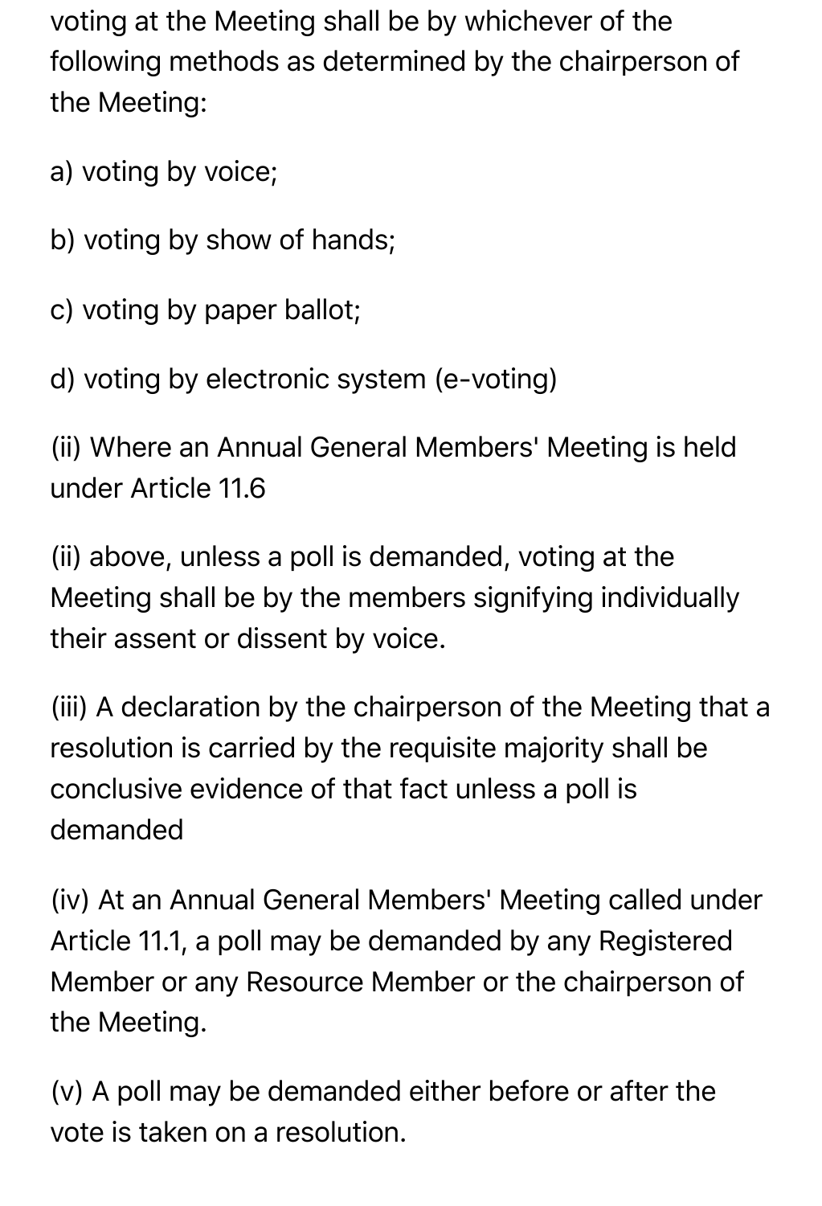voting at the Meeting shall be by whichever of the following methods as determined by the chairperson of the Meeting:

a) voting by voice;

b) voting by show of hands;

c) voting by paper ballot;

d) voting by electronic system (e-voting)

(ii) Where an Annual General Members' Meeting is held under Article 11.6

(ii) above, unless a poll is demanded, voting at the Meeting shall be by the members signifying individually their assent or dissent by voice.

(iii) A declaration by the chairperson of the Meeting that a resolution is carried by the requisite majority shall be conclusive evidence of that fact unless a poll is demanded

(iv) At an Annual General Members' Meeting called under Article 11.1, a poll may be demanded by any Registered Member or any Resource Member or the chairperson of the Meeting.

(v) A poll may be demanded either before or after the vote is taken on a resolution.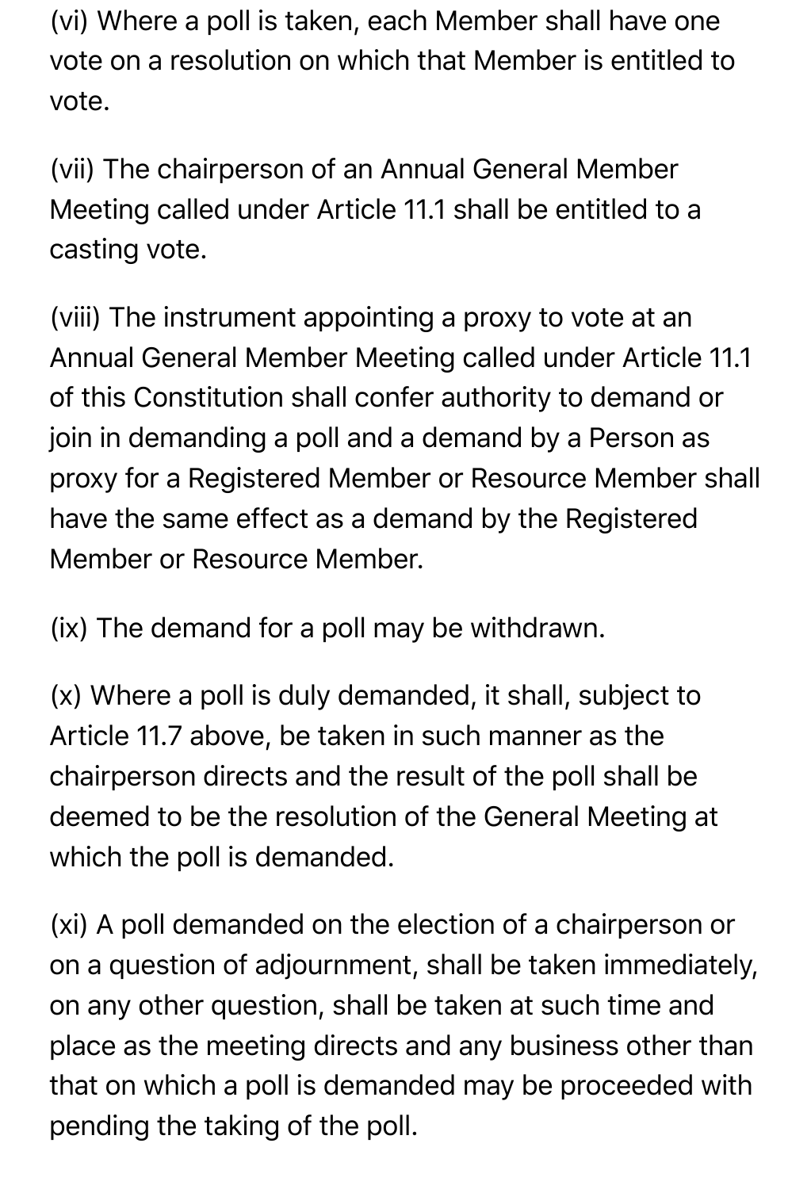(vi) Where a poll is taken, each Member shall have one vote on a resolution on which that Member is entitled to vote.

(vii) The chairperson of an Annual General Member Meeting called under Article 11.1 shall be entitled to a casting vote.

(viii) The instrument appointing a proxy to vote at an Annual General Member Meeting called under Article 11.1 of this Constitution shall confer authority to demand or join in demanding a poll and a demand by a Person as proxy for a Registered Member or Resource Member shall have the same effect as a demand by the Registered Member or Resource Member.

(ix) The demand for a poll may be withdrawn.

(x) Where a poll is duly demanded, it shall, subject to Article 11.7 above, be taken in such manner as the chairperson directs and the result of the poll shall be deemed to be the resolution of the General Meeting at which the poll is demanded.

(xi) A poll demanded on the election of a chairperson or on a question of adjournment, shall be taken immediately, on any other question, shall be taken at such time and place as the meeting directs and any business other than that on which a poll is demanded may be proceeded with pending the taking of the poll.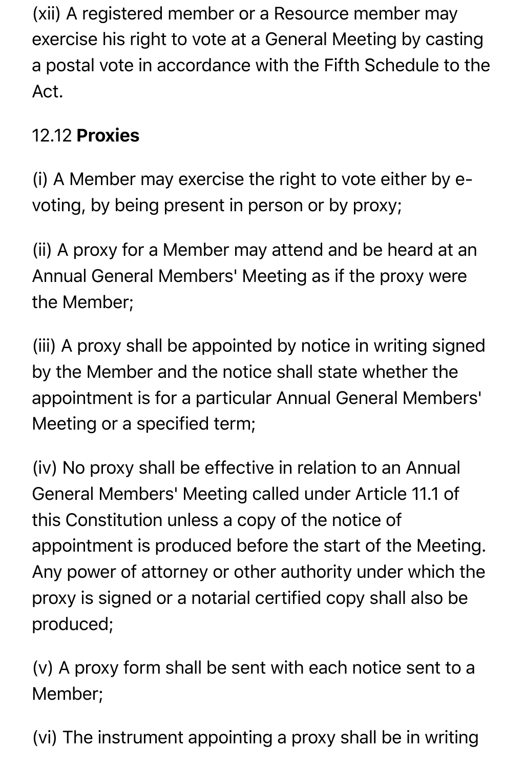(xii) A registered member or a Resource member may exercise his right to vote at a General Meeting by casting a postal vote in accordance with the Fifth Schedule to the Act.

12.12 **Proxies**

(i) A Member may exercise the right to vote either by e-voting, by being present in person or by proxy;

(ii) A proxy for a Member may attend and be heard at an Annual General Members' Meeting as if the proxy were the Member;

(iii) A proxy shall be appointed by notice in writing signed by the Member and the notice shall state whether the appointment is for a particular Annual General Members' Meeting or a specified term;

(iv) No proxy shall be effective in relation to an Annual General Members' Meeting called under Article 11.1 of this Constitution unless a copy of the notice of appointment is produced before the start of the Meeting. Any power of attorney or other authority under which the proxy is signed or a notarial certified copy shall also be produced;

(v) A proxy form shall be sent with each notice sent to a Member;

(vi) The instrument appointing a proxy shall be in writing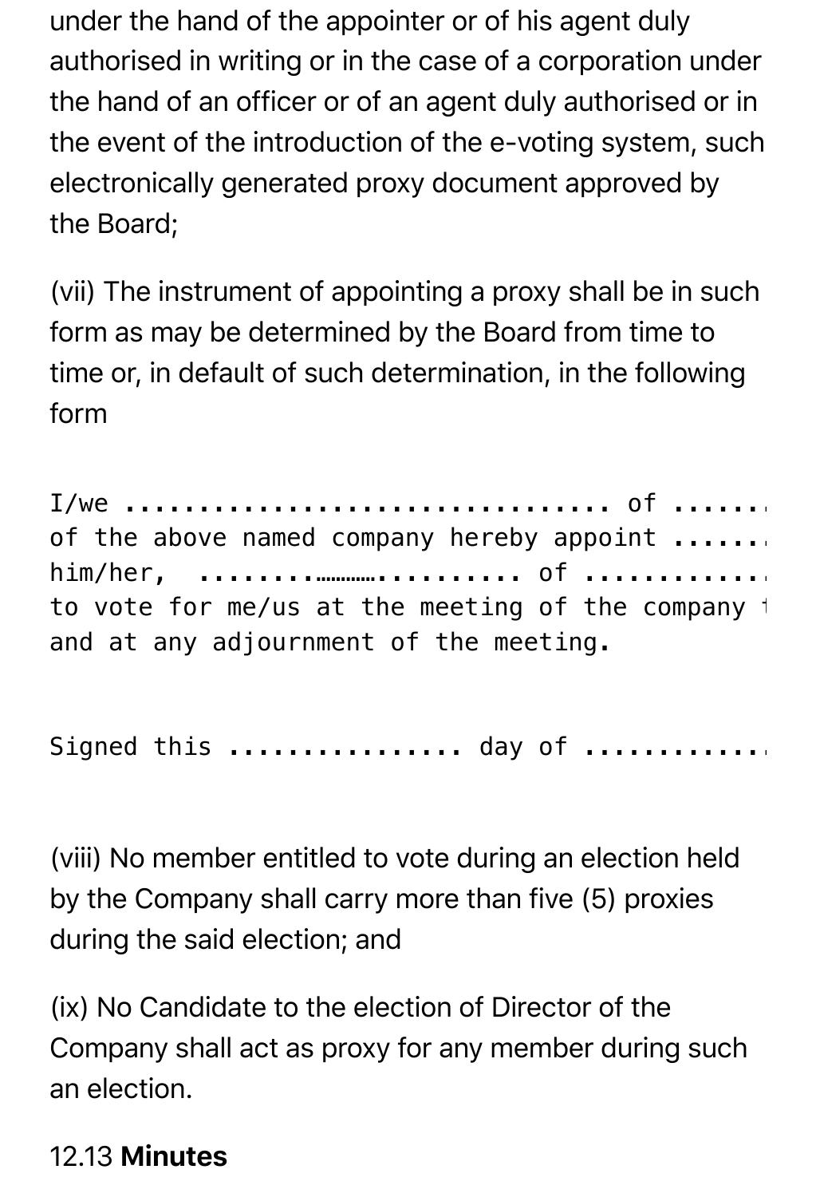under the hand of the appointer or of his agent duly authorised in writing or in the case of a corporation under the hand of an officer or of an agent duly authorised or in the event of the introduction of the e-voting system, such electronically generated proxy document approved by the Board;

(vii) The instrument of appointing a proxy shall be in such form as may be determined by the Board from time to time or, in default of such determination, in the following form

```
I/we .................................. of ......
of the above named company hereby appoint ......
him/her,  .......…………......... of ...........
to vote for me/us at the meeting of the company 
and at any adjournment of the meeting.


Signed this ................ day of ............
```

(viii) No member entitled to vote during an election held by the Company shall carry more than five (5) proxies during the said election; and

(ix) No Candidate to the election of Director of the Company shall act as proxy for any member during such an election.

12.13 **Minutes**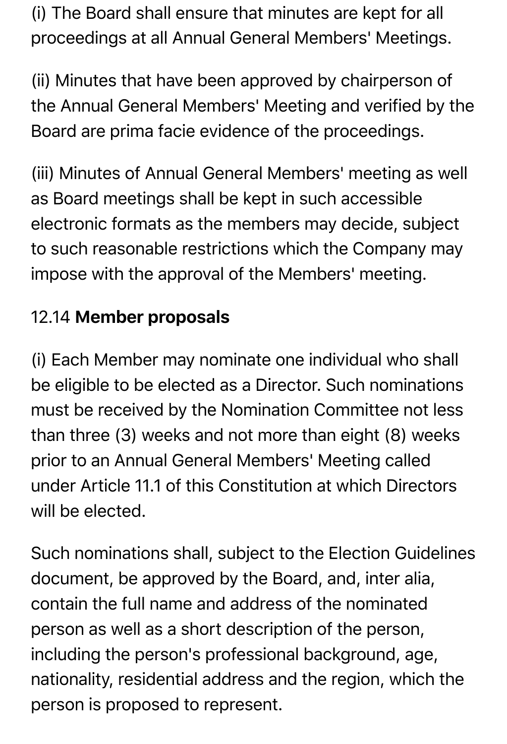(i) The Board shall ensure that minutes are kept for all proceedings at all Annual General Members' Meetings.

(ii) Minutes that have been approved by chairperson of the Annual General Members' Meeting and verified by the Board are prima facie evidence of the proceedings.

(iii) Minutes of Annual General Members' meeting as well as Board meetings shall be kept in such accessible electronic formats as the members may decide, subject to such reasonable restrictions which the Company may impose with the approval of the Members' meeting.

12.14 **Member proposals**

(i) Each Member may nominate one individual who shall be eligible to be elected as a Director. Such nominations must be received by the Nomination Committee not less than three (3) weeks and not more than eight (8) weeks prior to an Annual General Members' Meeting called under Article 11.1 of this Constitution at which Directors will be elected.

Such nominations shall, subject to the Election Guidelines document, be approved by the Board, and, inter alia, contain the full name and address of the nominated person as well as a short description of the person, including the person's professional background, age, nationality, residential address and the region, which the person is proposed to represent.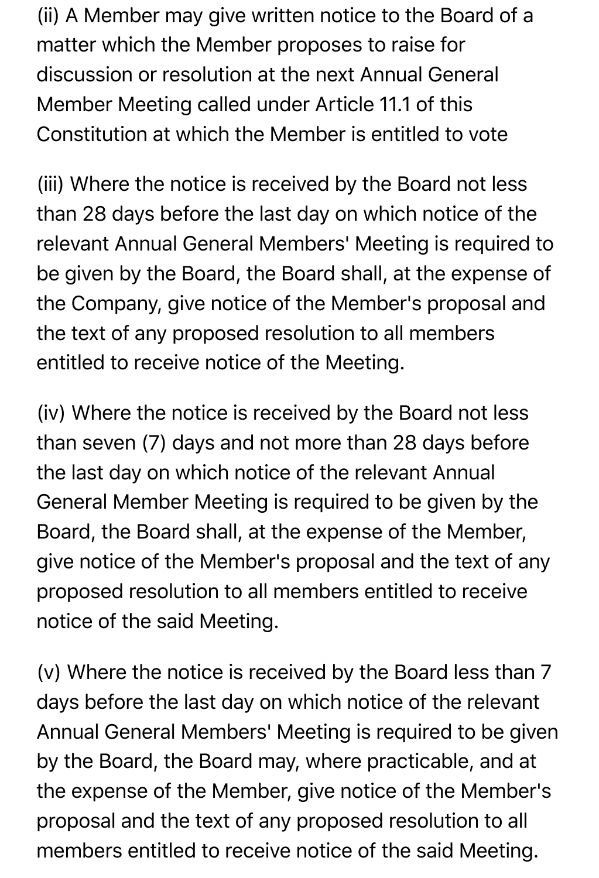(ii) A Member may give written notice to the Board of a matter which the Member proposes to raise for discussion or resolution at the next Annual General Member Meeting called under Article 11.1 of this Constitution at which the Member is entitled to vote

(iii) Where the notice is received by the Board not less than 28 days before the last day on which notice of the relevant Annual General Members' Meeting is required to be given by the Board, the Board shall, at the expense of the Company, give notice of the Member's proposal and the text of any proposed resolution to all members entitled to receive notice of the Meeting.

(iv) Where the notice is received by the Board not less than seven (7) days and not more than 28 days before the last day on which notice of the relevant Annual General Member Meeting is required to be given by the Board, the Board shall, at the expense of the Member, give notice of the Member's proposal and the text of any proposed resolution to all members entitled to receive notice of the said Meeting.

(v) Where the notice is received by the Board less than 7 days before the last day on which notice of the relevant Annual General Members' Meeting is required to be given by the Board, the Board may, where practicable, and at the expense of the Member, give notice of the Member's proposal and the text of any proposed resolution to all members entitled to receive notice of the said Meeting.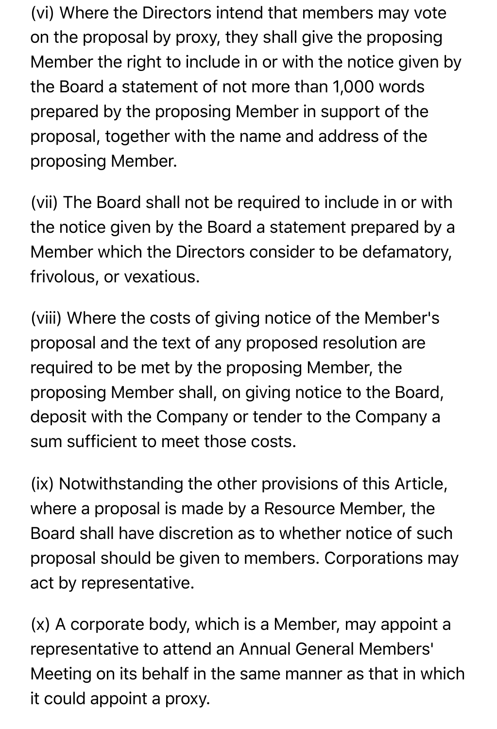(vi) Where the Directors intend that members may vote on the proposal by proxy, they shall give the proposing Member the right to include in or with the notice given by the Board a statement of not more than 1,000 words prepared by the proposing Member in support of the proposal, together with the name and address of the proposing Member.

(vii) The Board shall not be required to include in or with the notice given by the Board a statement prepared by a Member which the Directors consider to be defamatory, frivolous, or vexatious.

(viii) Where the costs of giving notice of the Member's proposal and the text of any proposed resolution are required to be met by the proposing Member, the proposing Member shall, on giving notice to the Board, deposit with the Company or tender to the Company a sum sufficient to meet those costs.

(ix) Notwithstanding the other provisions of this Article, where a proposal is made by a Resource Member, the Board shall have discretion as to whether notice of such proposal should be given to members. Corporations may act by representative.

(x) A corporate body, which is a Member, may appoint a representative to attend an Annual General Members' Meeting on its behalf in the same manner as that in which it could appoint a proxy.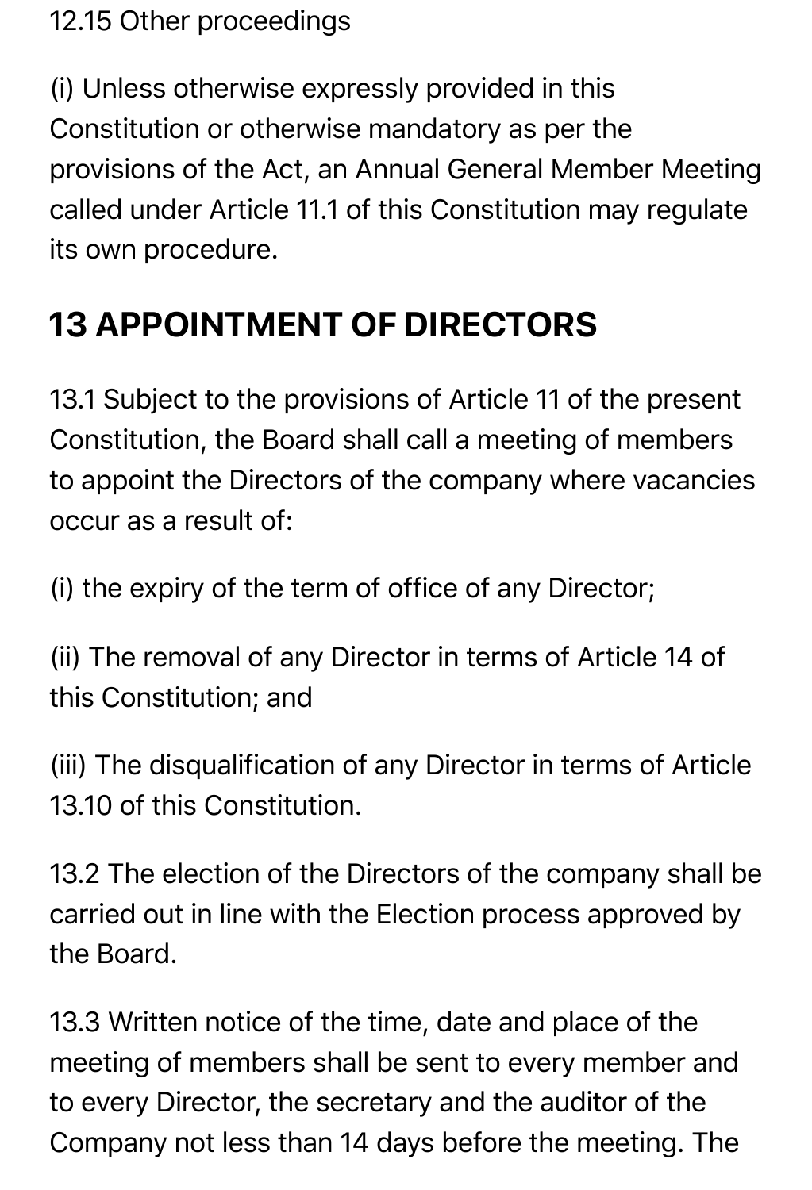12.15 Other proceedings

(i) Unless otherwise expressly provided in this Constitution or otherwise mandatory as per the provisions of the Act, an Annual General Member Meeting called under Article 11.1 of this Constitution may regulate its own procedure.

## 13 APPOINTMENT OF DIRECTORS

13.1 Subject to the provisions of Article 11 of the present Constitution, the Board shall call a meeting of members to appoint the Directors of the company where vacancies occur as a result of:

(i) the expiry of the term of office of any Director;

(ii) The removal of any Director in terms of Article 14 of this Constitution; and

(iii) The disqualification of any Director in terms of Article 13.10 of this Constitution.

13.2 The election of the Directors of the company shall be carried out in line with the Election process approved by the Board.

13.3 Written notice of the time, date and place of the meeting of members shall be sent to every member and to every Director, the secretary and the auditor of the Company not less than 14 days before the meeting. The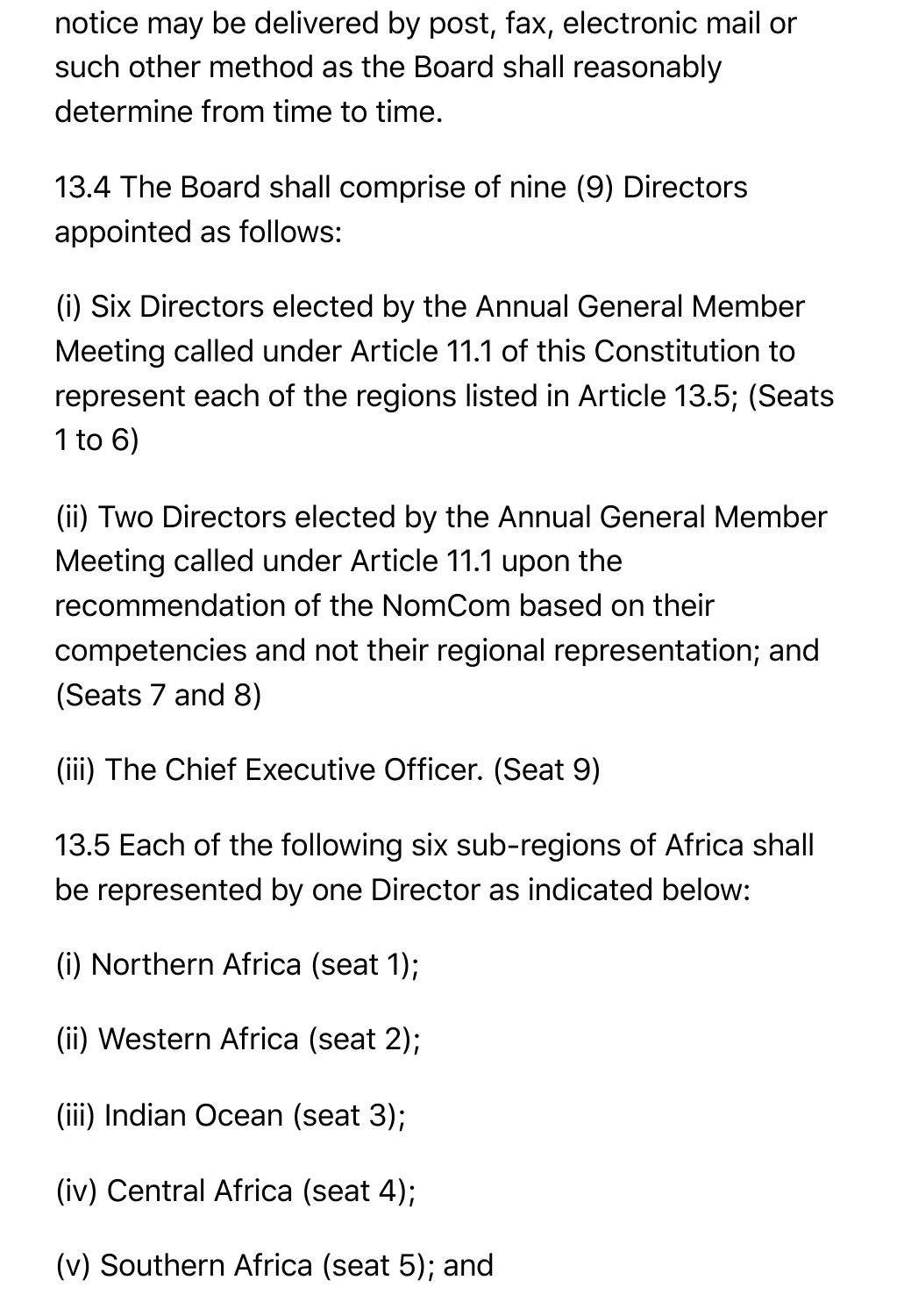notice may be delivered by post, fax, electronic mail or such other method as the Board shall reasonably determine from time to time.

13.4 The Board shall comprise of nine (9) Directors appointed as follows:

(i) Six Directors elected by the Annual General Member Meeting called under Article 11.1 of this Constitution to represent each of the regions listed in Article 13.5; (Seats 1 to 6)

(ii) Two Directors elected by the Annual General Member Meeting called under Article 11.1 upon the recommendation of the NomCom based on their competencies and not their regional representation; and (Seats 7 and 8)

(iii) The Chief Executive Officer. (Seat 9)

13.5 Each of the following six sub-regions of Africa shall be represented by one Director as indicated below:

(i) Northern Africa (seat 1);

(ii) Western Africa (seat 2);

(iii) Indian Ocean (seat 3);

(iv) Central Africa (seat 4);

(v) Southern Africa (seat 5); and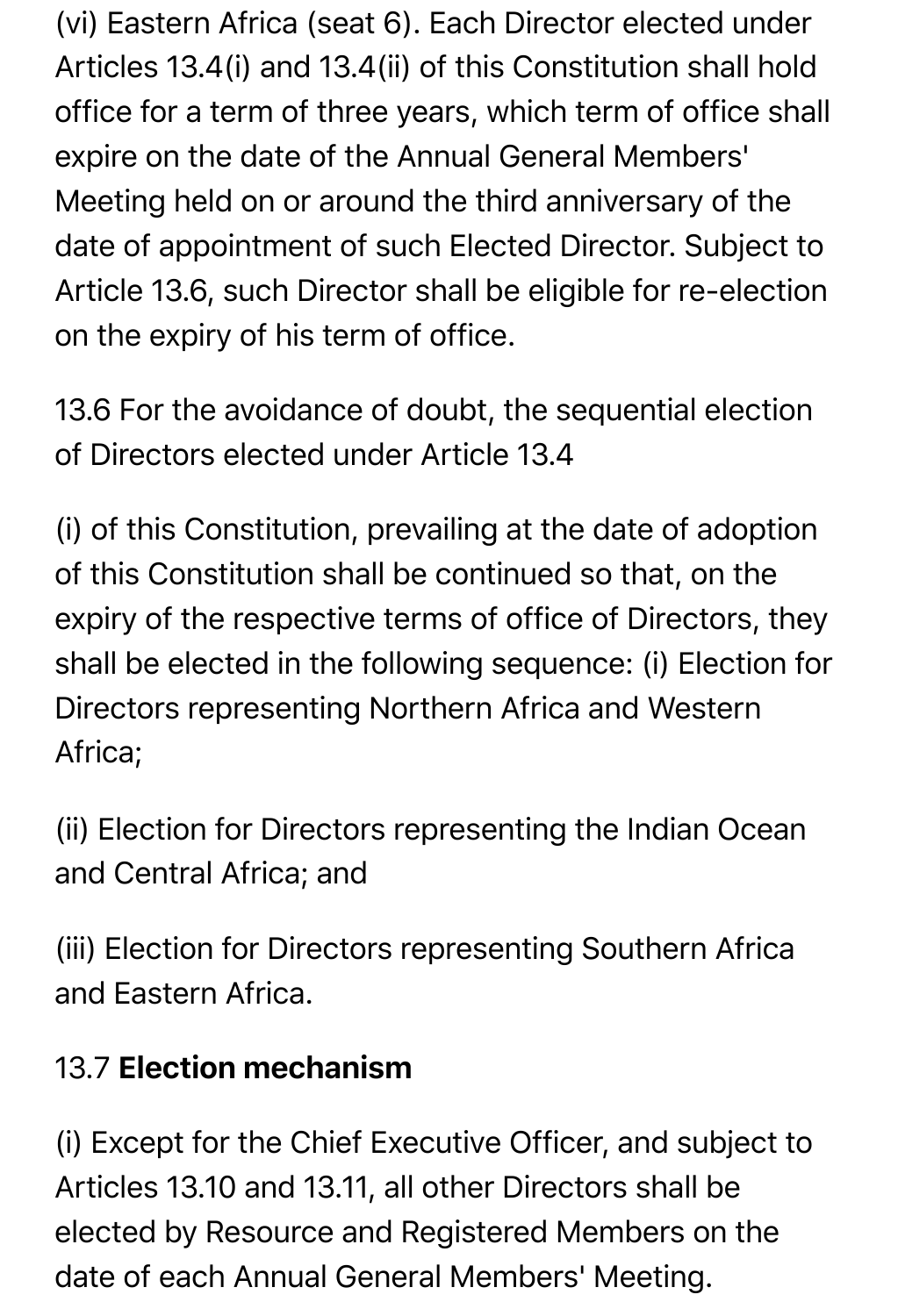(vi) Eastern Africa (seat 6). Each Director elected under Articles 13.4(i) and 13.4(ii) of this Constitution shall hold office for a term of three years, which term of office shall expire on the date of the Annual General Members' Meeting held on or around the third anniversary of the date of appointment of such Elected Director. Subject to Article 13.6, such Director shall be eligible for re-election on the expiry of his term of office.

13.6 For the avoidance of doubt, the sequential election of Directors elected under Article 13.4

(i) of this Constitution, prevailing at the date of adoption of this Constitution shall be continued so that, on the expiry of the respective terms of office of Directors, they shall be elected in the following sequence: (i) Election for Directors representing Northern Africa and Western Africa;

(ii) Election for Directors representing the Indian Ocean and Central Africa; and

(iii) Election for Directors representing Southern Africa and Eastern Africa.

13.7 **Election mechanism**

(i) Except for the Chief Executive Officer, and subject to Articles 13.10 and 13.11, all other Directors shall be elected by Resource and Registered Members on the date of each Annual General Members' Meeting.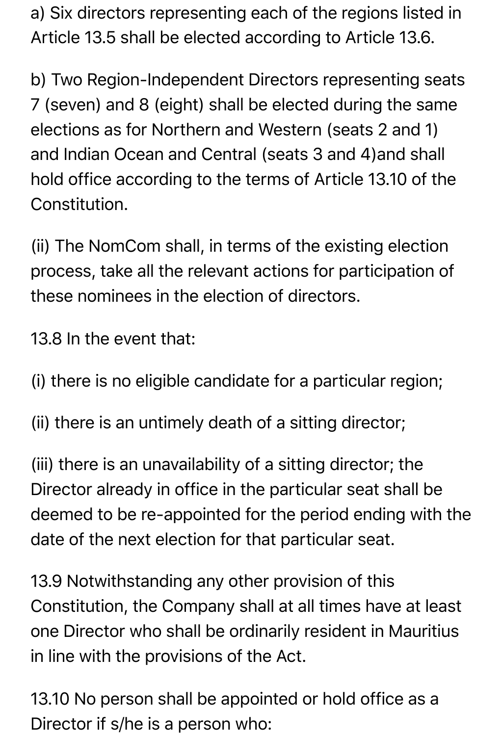a) Six directors representing each of the regions listed in Article 13.5 shall be elected according to Article 13.6.

b) Two Region-Independent Directors representing seats 7 (seven) and 8 (eight) shall be elected during the same elections as for Northern and Western (seats 2 and 1) and Indian Ocean and Central (seats 3 and 4)and shall hold office according to the terms of Article 13.10 of the Constitution.

(ii) The NomCom shall, in terms of the existing election process, take all the relevant actions for participation of these nominees in the election of directors.

13.8 In the event that:

(i) there is no eligible candidate for a particular region;

(ii) there is an untimely death of a sitting director;

(iii) there is an unavailability of a sitting director; the Director already in office in the particular seat shall be deemed to be re-appointed for the period ending with the date of the next election for that particular seat.

13.9 Notwithstanding any other provision of this Constitution, the Company shall at all times have at least one Director who shall be ordinarily resident in Mauritius in line with the provisions of the Act.

13.10 No person shall be appointed or hold office as a Director if s/he is a person who: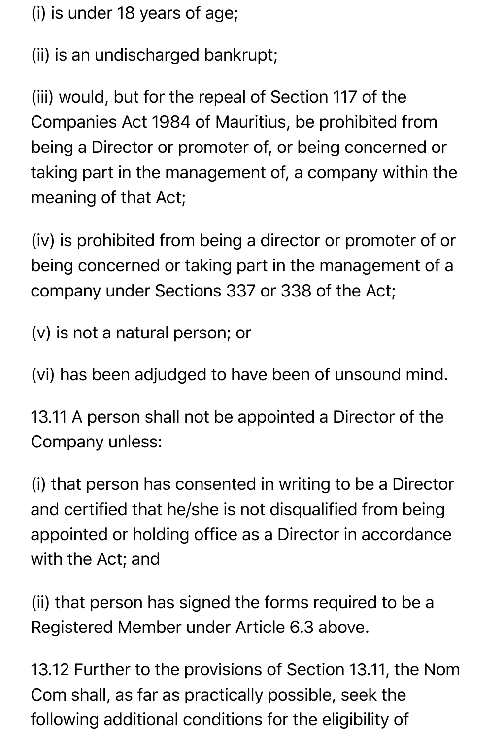(i) is under 18 years of age;

(ii) is an undischarged bankrupt;

(iii) would, but for the repeal of Section 117 of the Companies Act 1984 of Mauritius, be prohibited from being a Director or promoter of, or being concerned or taking part in the management of, a company within the meaning of that Act;

(iv) is prohibited from being a director or promoter of or being concerned or taking part in the management of a company under Sections 337 or 338 of the Act;

(v) is not a natural person; or

(vi) has been adjudged to have been of unsound mind.

13.11 A person shall not be appointed a Director of the Company unless:

(i) that person has consented in writing to be a Director and certified that he/she is not disqualified from being appointed or holding office as a Director in accordance with the Act; and

(ii) that person has signed the forms required to be a Registered Member under Article 6.3 above.

13.12 Further to the provisions of Section 13.11, the Nom Com shall, as far as practically possible, seek the following additional conditions for the eligibility of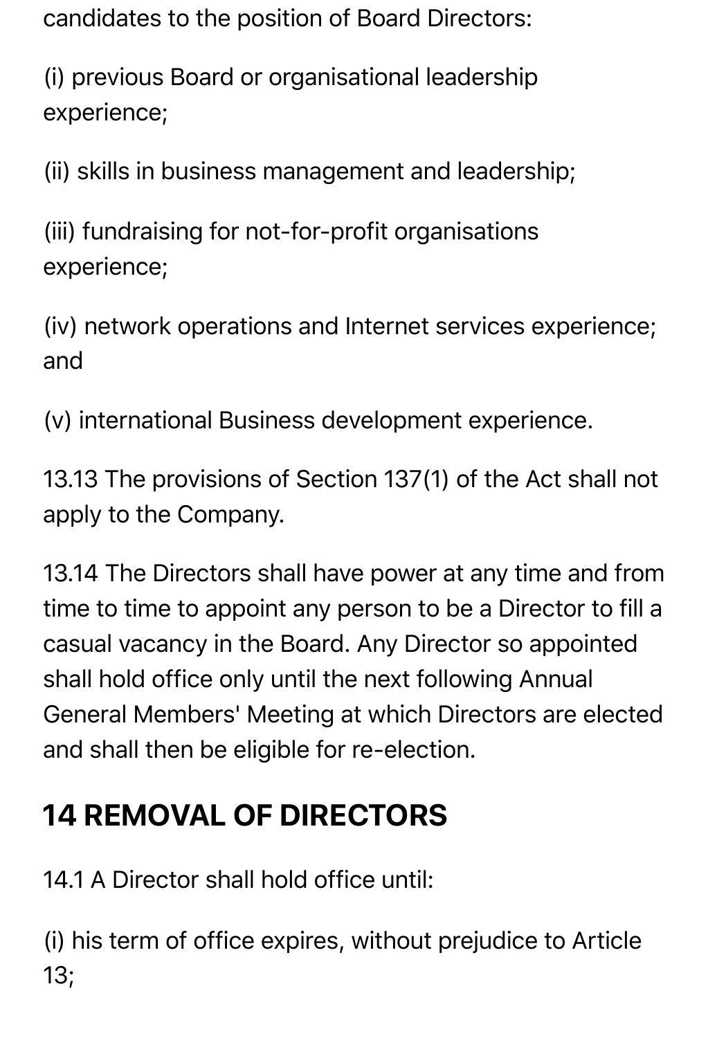candidates to the position of Board Directors:

(i) previous Board or organisational leadership experience;

(ii) skills in business management and leadership;

(iii) fundraising for not-for-profit organisations experience;

(iv) network operations and Internet services experience; and

(v) international Business development experience.

13.13 The provisions of Section 137(1) of the Act shall not apply to the Company.

13.14 The Directors shall have power at any time and from time to time to appoint any person to be a Director to fill a casual vacancy in the Board. Any Director so appointed shall hold office only until the next following Annual General Members' Meeting at which Directors are elected and shall then be eligible for re-election.

## 14 REMOVAL OF DIRECTORS

14.1 A Director shall hold office until:

(i) his term of office expires, without prejudice to Article 13;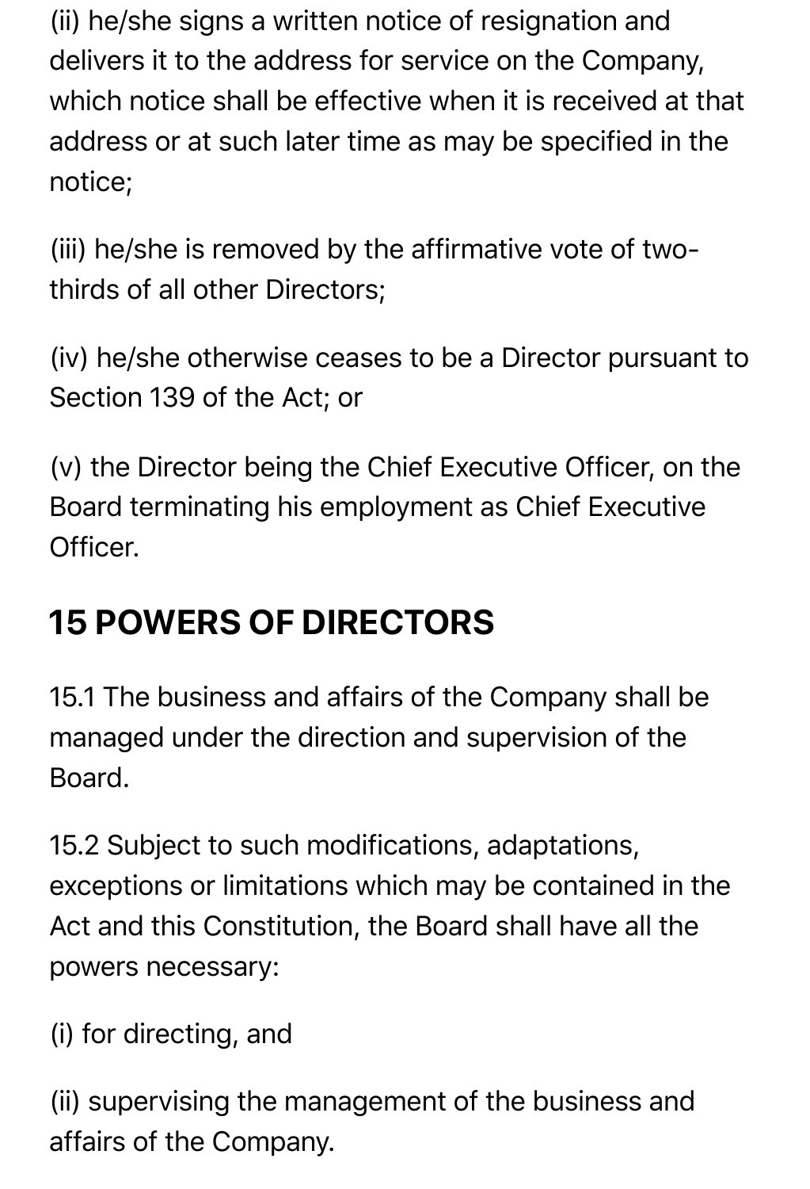(ii) he/she signs a written notice of resignation and delivers it to the address for service on the Company, which notice shall be effective when it is received at that address or at such later time as may be specified in the notice;

(iii) he/she is removed by the affirmative vote of two-thirds of all other Directors;

(iv) he/she otherwise ceases to be a Director pursuant to Section 139 of the Act; or

(v) the Director being the Chief Executive Officer, on the Board terminating his employment as Chief Executive Officer.

## 15 POWERS OF DIRECTORS

15.1 The business and affairs of the Company shall be managed under the direction and supervision of the Board.

15.2 Subject to such modifications, adaptations, exceptions or limitations which may be contained in the Act and this Constitution, the Board shall have all the powers necessary:

(i) for directing, and

(ii) supervising the management of the business and affairs of the Company.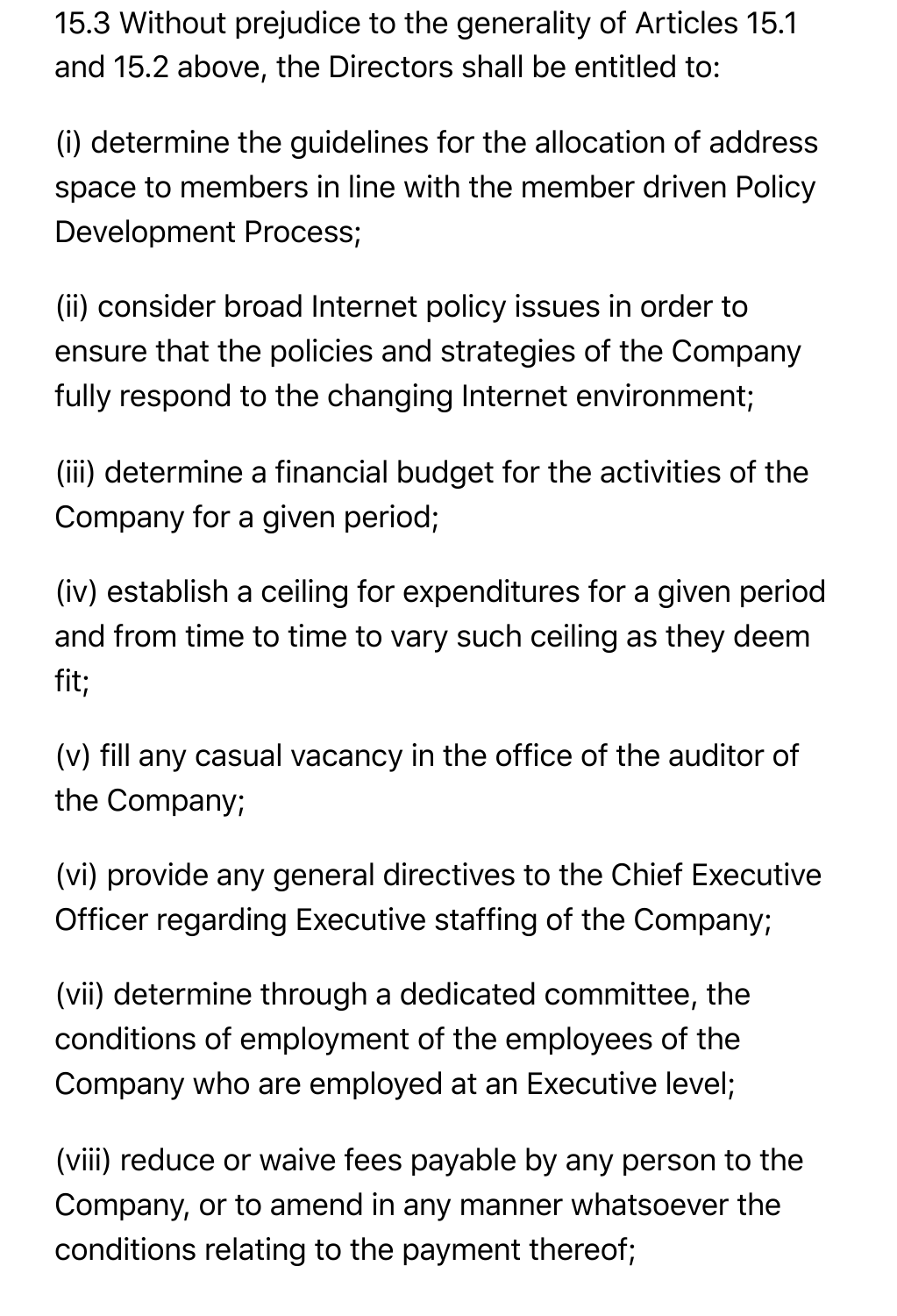15.3 Without prejudice to the generality of Articles 15.1 and 15.2 above, the Directors shall be entitled to:

(i) determine the guidelines for the allocation of address space to members in line with the member driven Policy Development Process;

(ii) consider broad Internet policy issues in order to ensure that the policies and strategies of the Company fully respond to the changing Internet environment;

(iii) determine a financial budget for the activities of the Company for a given period;

(iv) establish a ceiling for expenditures for a given period and from time to time to vary such ceiling as they deem fit;

(v) fill any casual vacancy in the office of the auditor of the Company;

(vi) provide any general directives to the Chief Executive Officer regarding Executive staffing of the Company;

(vii) determine through a dedicated committee, the conditions of employment of the employees of the Company who are employed at an Executive level;

(viii) reduce or waive fees payable by any person to the Company, or to amend in any manner whatsoever the conditions relating to the payment thereof;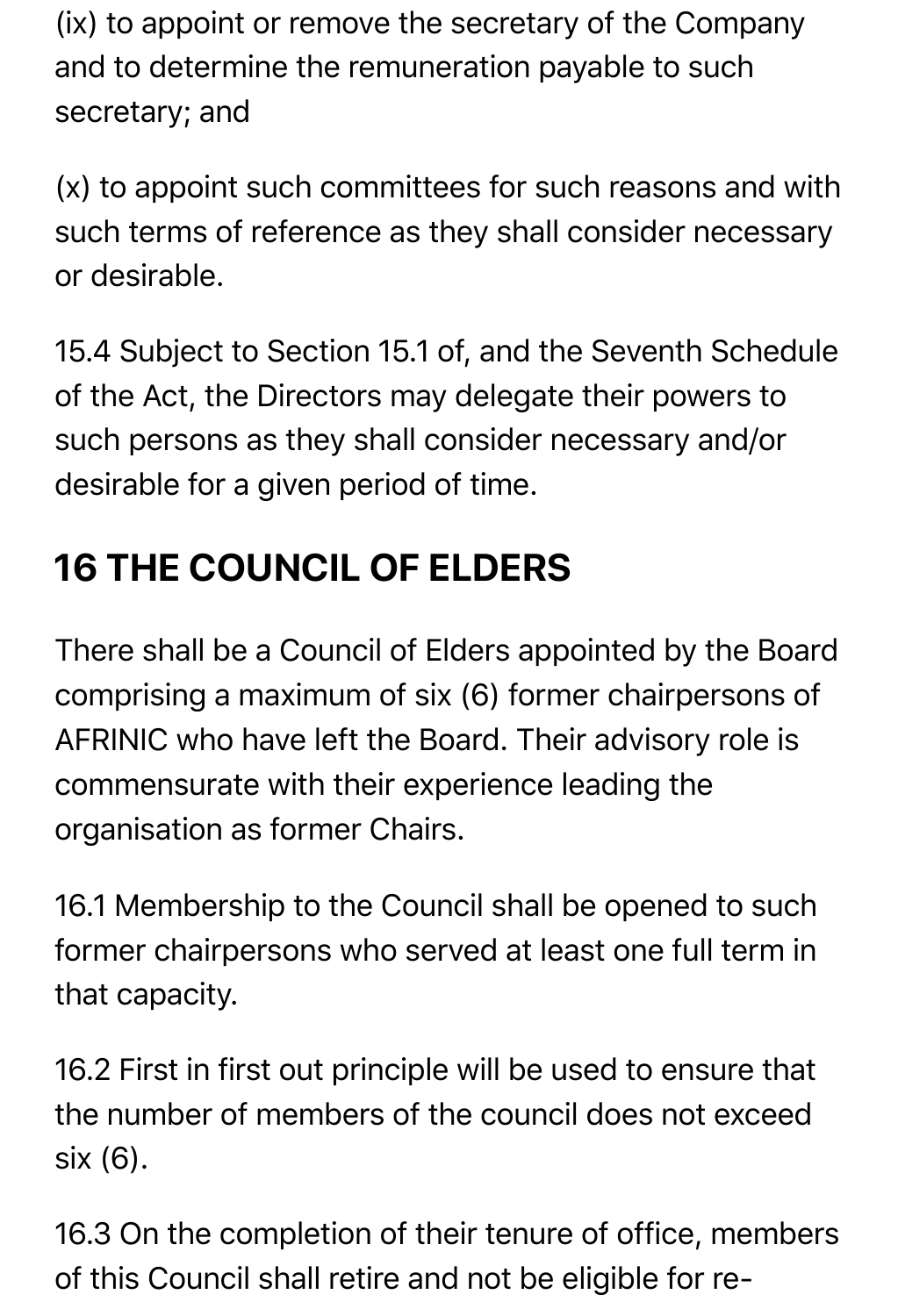(ix) to appoint or remove the secretary of the Company and to determine the remuneration payable to such secretary; and

(x) to appoint such committees for such reasons and with such terms of reference as they shall consider necessary or desirable.

15.4 Subject to Section 15.1 of, and the Seventh Schedule of the Act, the Directors may delegate their powers to such persons as they shall consider necessary and/or desirable for a given period of time.

## 16 THE COUNCIL OF ELDERS

There shall be a Council of Elders appointed by the Board comprising a maximum of six (6) former chairpersons of AFRINIC who have left the Board. Their advisory role is commensurate with their experience leading the organisation as former Chairs.

16.1 Membership to the Council shall be opened to such former chairpersons who served at least one full term in that capacity.

16.2 First in first out principle will be used to ensure that the number of members of the council does not exceed six (6).

16.3 On the completion of their tenure of office, members of this Council shall retire and not be eligible for re-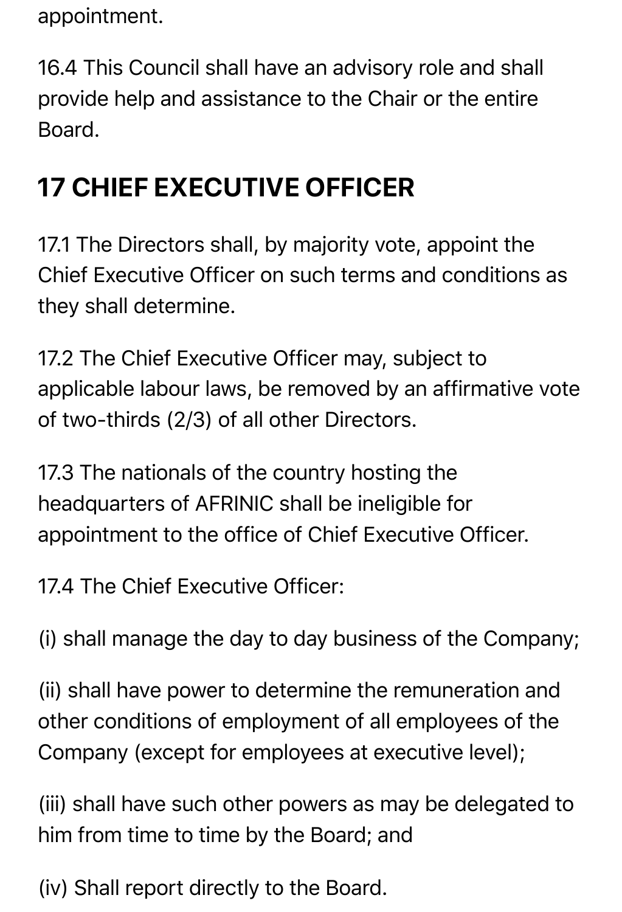appointment.

16.4 This Council shall have an advisory role and shall provide help and assistance to the Chair or the entire Board.

## 17 CHIEF EXECUTIVE OFFICER

17.1 The Directors shall, by majority vote, appoint the Chief Executive Officer on such terms and conditions as they shall determine.

17.2 The Chief Executive Officer may, subject to applicable labour laws, be removed by an affirmative vote of two-thirds (2/3) of all other Directors.

17.3 The nationals of the country hosting the headquarters of AFRINIC shall be ineligible for appointment to the office of Chief Executive Officer.

17.4 The Chief Executive Officer:

(i) shall manage the day to day business of the Company;

(ii) shall have power to determine the remuneration and other conditions of employment of all employees of the Company (except for employees at executive level);

(iii) shall have such other powers as may be delegated to him from time to time by the Board; and

(iv) Shall report directly to the Board.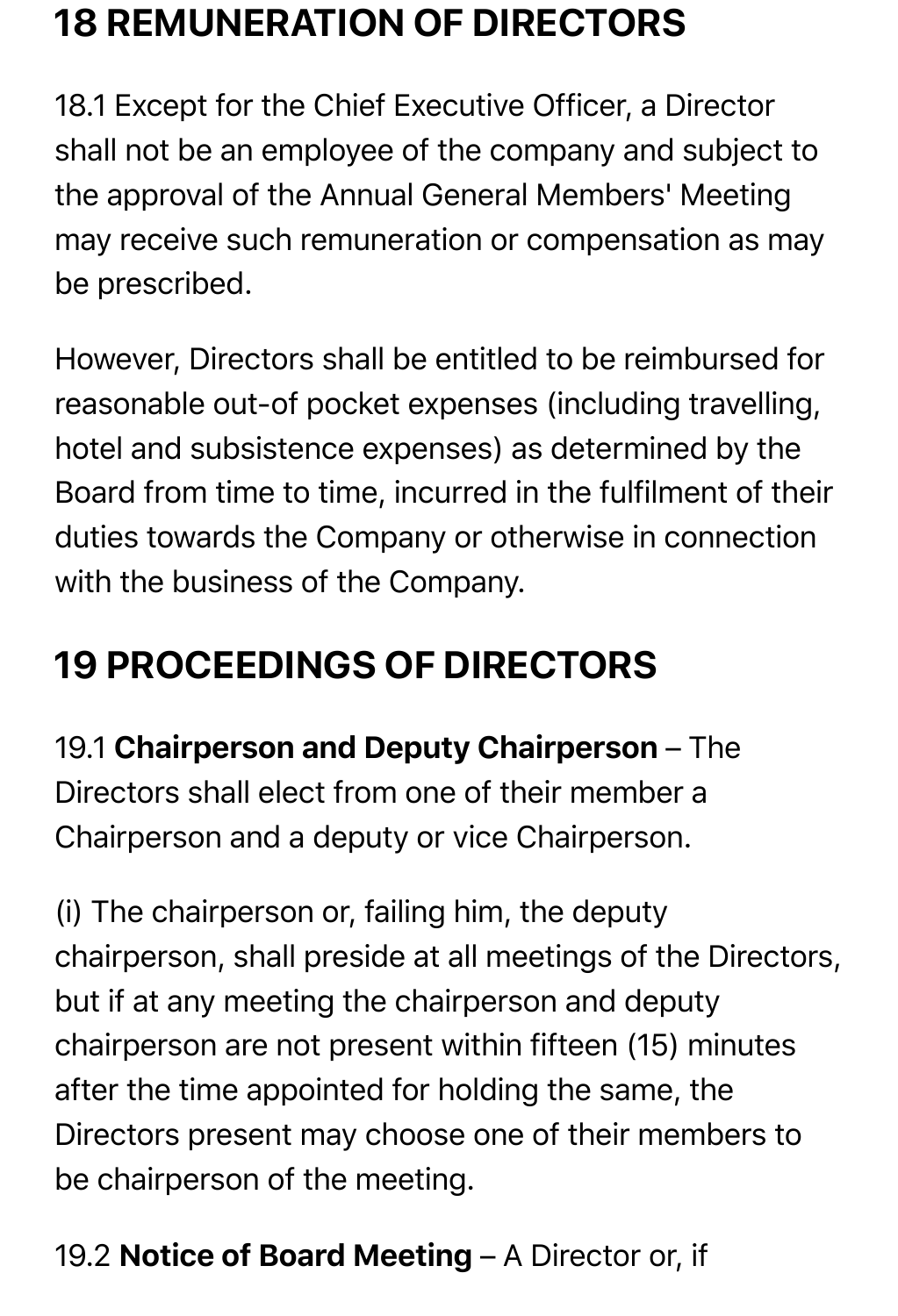## 18 REMUNERATION OF DIRECTORS

18.1 Except for the Chief Executive Officer, a Director shall not be an employee of the company and subject to the approval of the Annual General Members' Meeting may receive such remuneration or compensation as may be prescribed.

However, Directors shall be entitled to be reimbursed for reasonable out-of pocket expenses (including travelling, hotel and subsistence expenses) as determined by the Board from time to time, incurred in the fulfilment of their duties towards the Company or otherwise in connection with the business of the Company.

## 19 PROCEEDINGS OF DIRECTORS

19.1 **Chairperson and Deputy Chairperson** – The Directors shall elect from one of their member a Chairperson and a deputy or vice Chairperson.

(i) The chairperson or, failing him, the deputy chairperson, shall preside at all meetings of the Directors, but if at any meeting the chairperson and deputy chairperson are not present within fifteen (15) minutes after the time appointed for holding the same, the Directors present may choose one of their members to be chairperson of the meeting.

19.2 **Notice of Board Meeting** – A Director or, if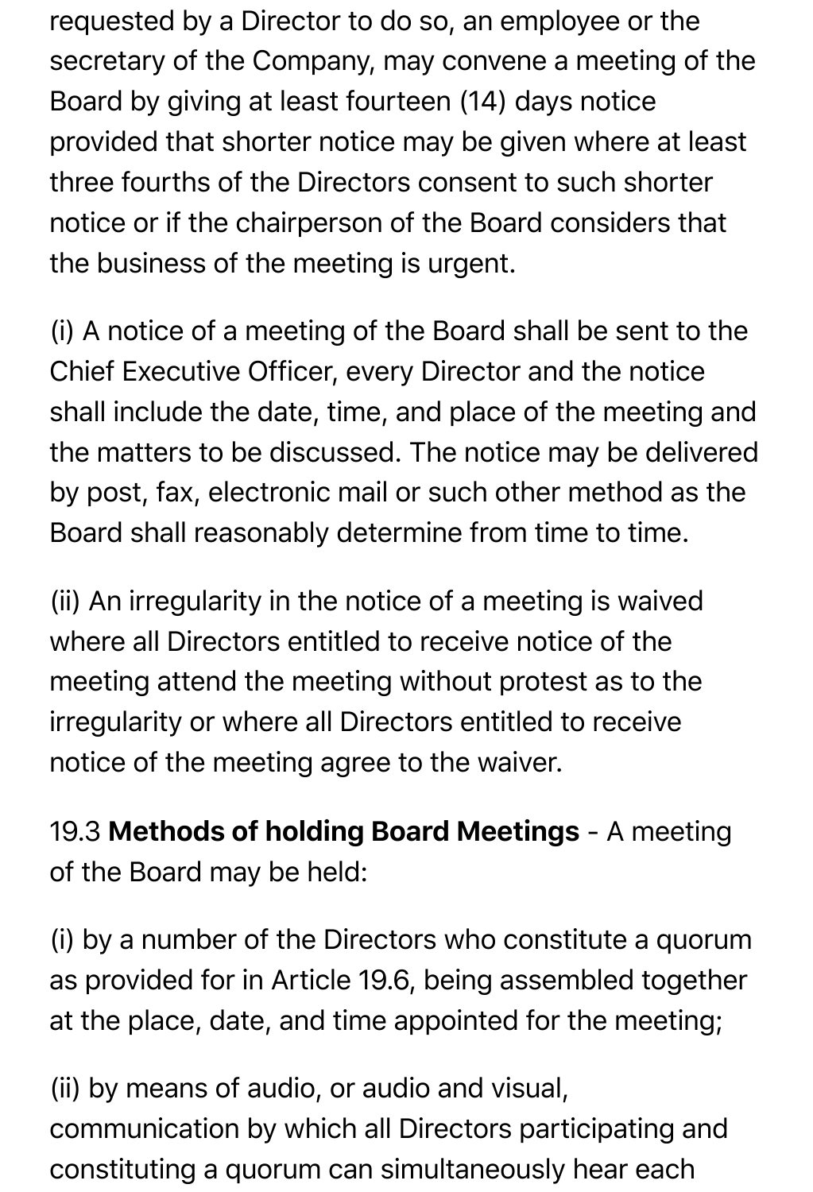requested by a Director to do so, an employee or the secretary of the Company, may convene a meeting of the Board by giving at least fourteen (14) days notice provided that shorter notice may be given where at least three fourths of the Directors consent to such shorter notice or if the chairperson of the Board considers that the business of the meeting is urgent.

(i) A notice of a meeting of the Board shall be sent to the Chief Executive Officer, every Director and the notice shall include the date, time, and place of the meeting and the matters to be discussed. The notice may be delivered by post, fax, electronic mail or such other method as the Board shall reasonably determine from time to time.

(ii) An irregularity in the notice of a meeting is waived where all Directors entitled to receive notice of the meeting attend the meeting without protest as to the irregularity or where all Directors entitled to receive notice of the meeting agree to the waiver.

19.3 **Methods of holding Board Meetings** - A meeting of the Board may be held:

(i) by a number of the Directors who constitute a quorum as provided for in Article 19.6, being assembled together at the place, date, and time appointed for the meeting;

(ii) by means of audio, or audio and visual, communication by which all Directors participating and constituting a quorum can simultaneously hear each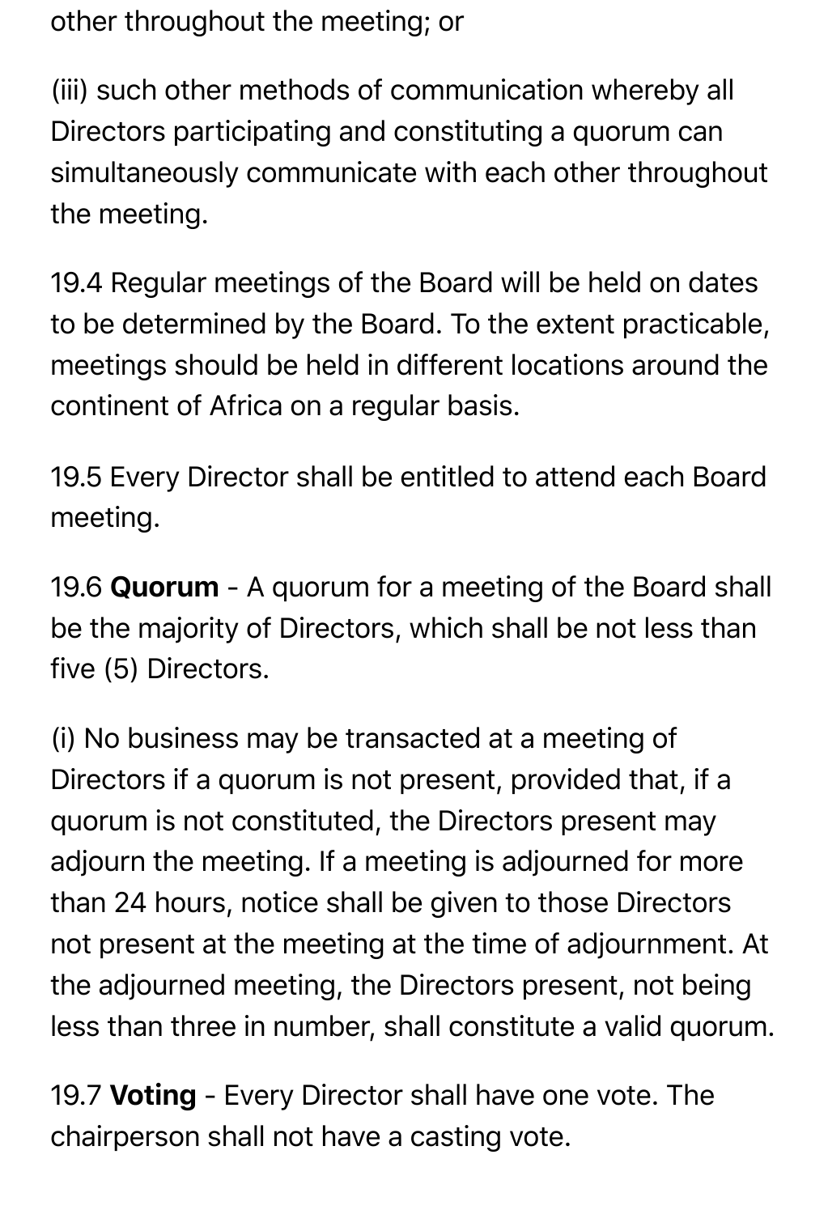other throughout the meeting; or

(iii) such other methods of communication whereby all Directors participating and constituting a quorum can simultaneously communicate with each other throughout the meeting.

19.4 Regular meetings of the Board will be held on dates to be determined by the Board. To the extent practicable, meetings should be held in different locations around the continent of Africa on a regular basis.

19.5 Every Director shall be entitled to attend each Board meeting.

19.6 **Quorum** - A quorum for a meeting of the Board shall be the majority of Directors, which shall be not less than five (5) Directors.

(i) No business may be transacted at a meeting of Directors if a quorum is not present, provided that, if a quorum is not constituted, the Directors present may adjourn the meeting. If a meeting is adjourned for more than 24 hours, notice shall be given to those Directors not present at the meeting at the time of adjournment. At the adjourned meeting, the Directors present, not being less than three in number, shall constitute a valid quorum.

19.7 **Voting** - Every Director shall have one vote. The chairperson shall not have a casting vote.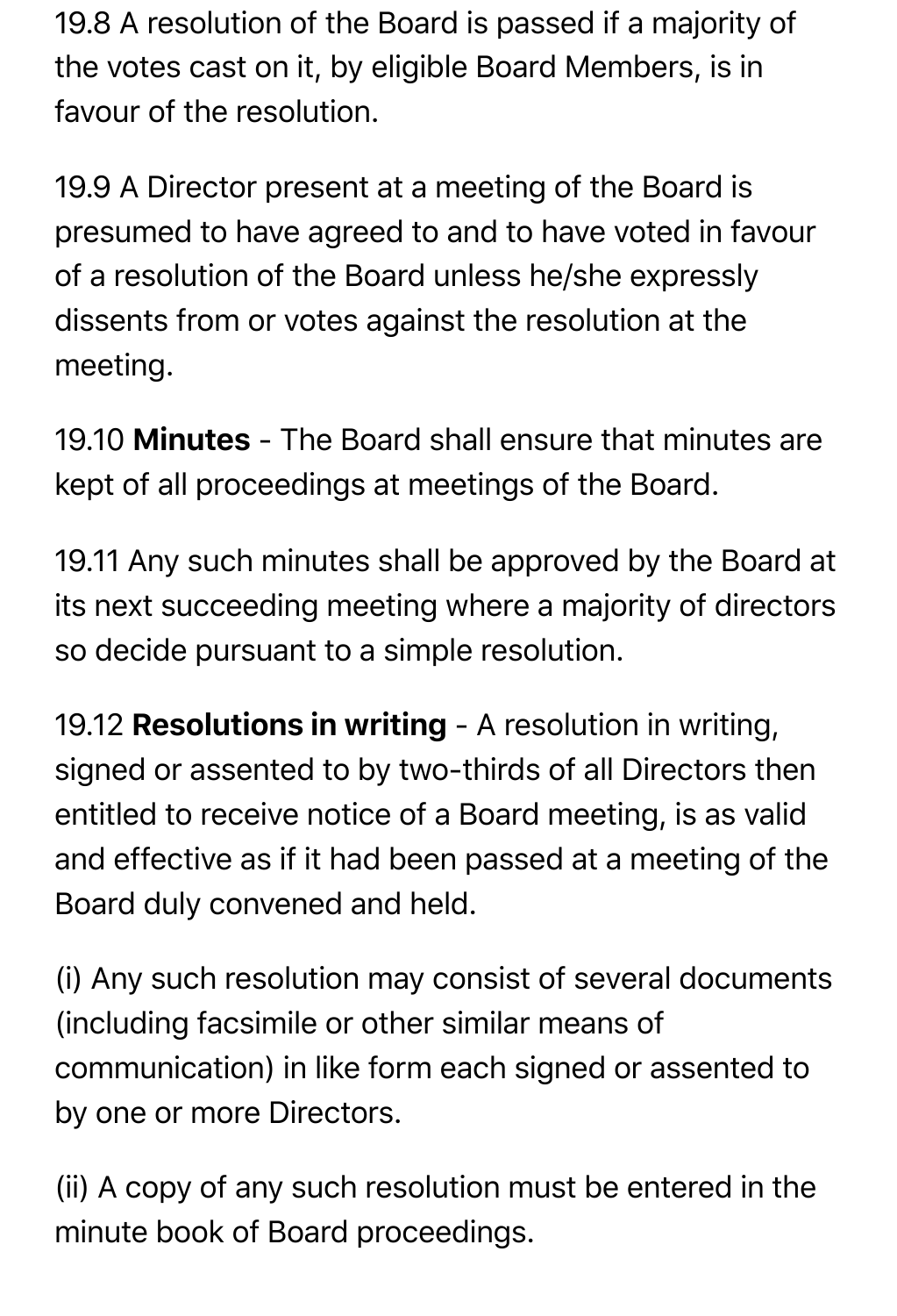19.8 A resolution of the Board is passed if a majority of the votes cast on it, by eligible Board Members, is in favour of the resolution.

19.9 A Director present at a meeting of the Board is presumed to have agreed to and to have voted in favour of a resolution of the Board unless he/she expressly dissents from or votes against the resolution at the meeting.

19.10 **Minutes** - The Board shall ensure that minutes are kept of all proceedings at meetings of the Board.

19.11 Any such minutes shall be approved by the Board at its next succeeding meeting where a majority of directors so decide pursuant to a simple resolution.

19.12 **Resolutions in writing** - A resolution in writing, signed or assented to by two-thirds of all Directors then entitled to receive notice of a Board meeting, is as valid and effective as if it had been passed at a meeting of the Board duly convened and held.

(i) Any such resolution may consist of several documents (including facsimile or other similar means of communication) in like form each signed or assented to by one or more Directors.

(ii) A copy of any such resolution must be entered in the minute book of Board proceedings.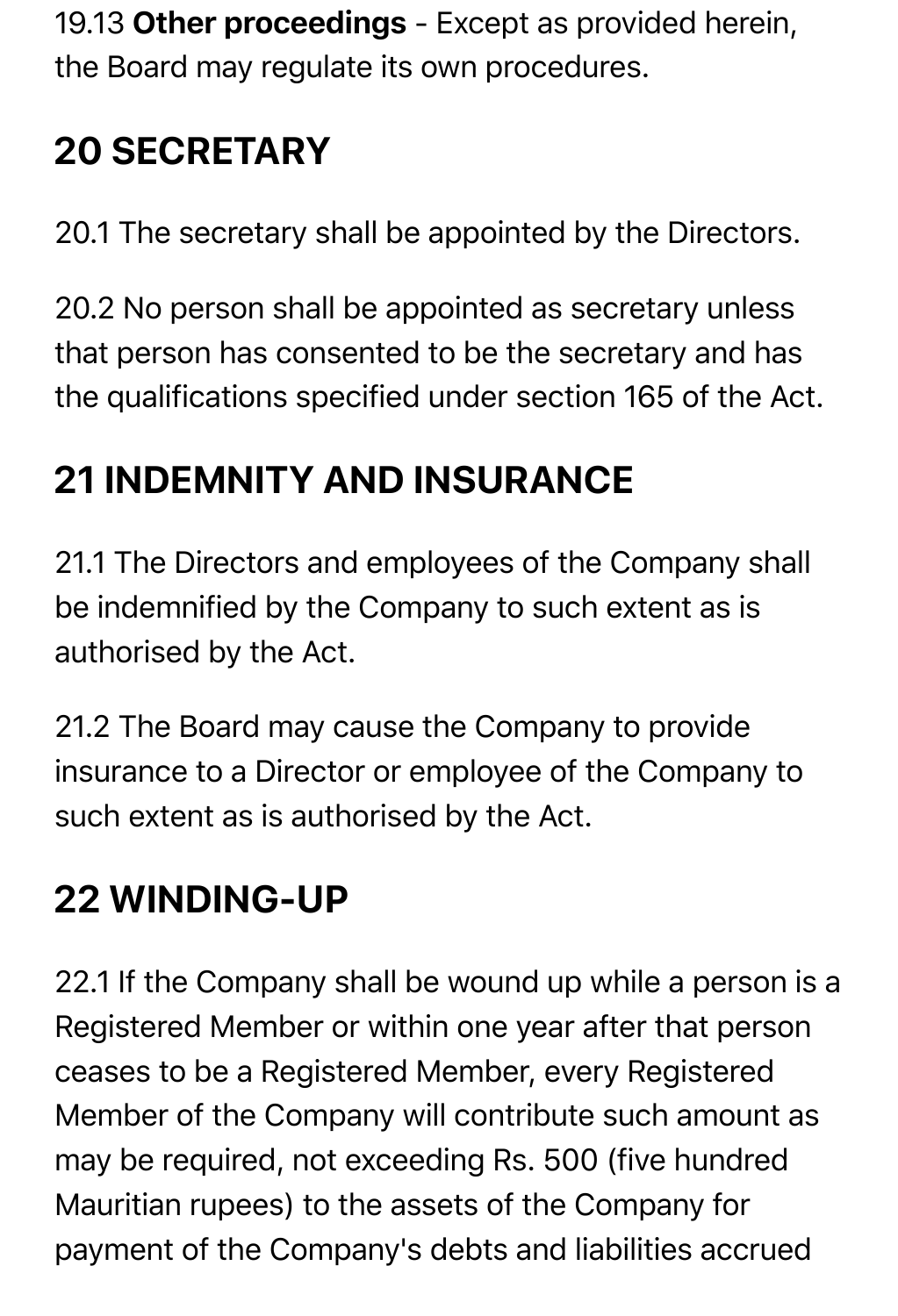19.13 **Other proceedings** - Except as provided herein, the Board may regulate its own procedures.

## 20 SECRETARY

20.1 The secretary shall be appointed by the Directors.

20.2 No person shall be appointed as secretary unless that person has consented to be the secretary and has the qualifications specified under section 165 of the Act.

## 21 INDEMNITY AND INSURANCE

21.1 The Directors and employees of the Company shall be indemnified by the Company to such extent as is authorised by the Act.

21.2 The Board may cause the Company to provide insurance to a Director or employee of the Company to such extent as is authorised by the Act.

## 22 WINDING-UP

22.1 If the Company shall be wound up while a person is a Registered Member or within one year after that person ceases to be a Registered Member, every Registered Member of the Company will contribute such amount as may be required, not exceeding Rs. 500 (five hundred Mauritian rupees) to the assets of the Company for payment of the Company's debts and liabilities accrued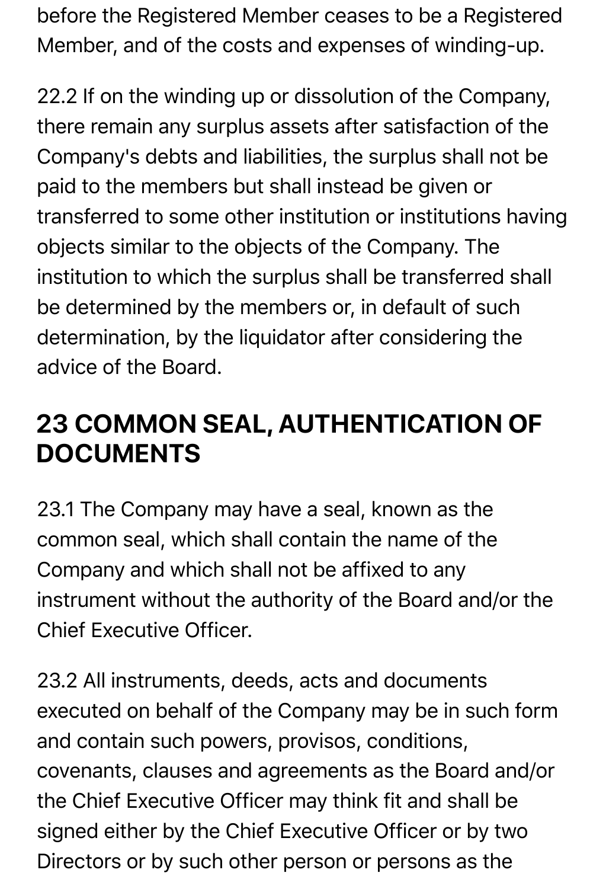before the Registered Member ceases to be a Registered Member, and of the costs and expenses of winding-up.

22.2 If on the winding up or dissolution of the Company, there remain any surplus assets after satisfaction of the Company's debts and liabilities, the surplus shall not be paid to the members but shall instead be given or transferred to some other institution or institutions having objects similar to the objects of the Company. The institution to which the surplus shall be transferred shall be determined by the members or, in default of such determination, by the liquidator after considering the advice of the Board.

## 23 COMMON SEAL, AUTHENTICATION OF DOCUMENTS

23.1 The Company may have a seal, known as the common seal, which shall contain the name of the Company and which shall not be affixed to any instrument without the authority of the Board and/or the Chief Executive Officer.

23.2 All instruments, deeds, acts and documents executed on behalf of the Company may be in such form and contain such powers, provisos, conditions, covenants, clauses and agreements as the Board and/or the Chief Executive Officer may think fit and shall be signed either by the Chief Executive Officer or by two Directors or by such other person or persons as the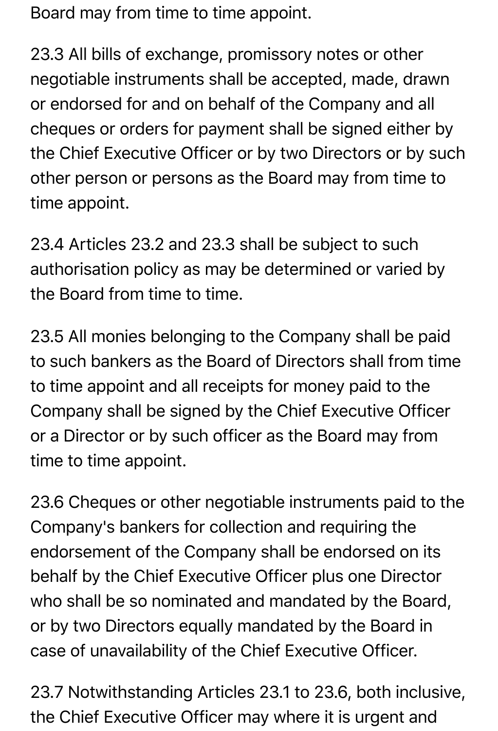Board may from time to time appoint.

23.3 All bills of exchange, promissory notes or other negotiable instruments shall be accepted, made, drawn or endorsed for and on behalf of the Company and all cheques or orders for payment shall be signed either by the Chief Executive Officer or by two Directors or by such other person or persons as the Board may from time to time appoint.

23.4 Articles 23.2 and 23.3 shall be subject to such authorisation policy as may be determined or varied by the Board from time to time.

23.5 All monies belonging to the Company shall be paid to such bankers as the Board of Directors shall from time to time appoint and all receipts for money paid to the Company shall be signed by the Chief Executive Officer or a Director or by such officer as the Board may from time to time appoint.

23.6 Cheques or other negotiable instruments paid to the Company's bankers for collection and requiring the endorsement of the Company shall be endorsed on its behalf by the Chief Executive Officer plus one Director who shall be so nominated and mandated by the Board, or by two Directors equally mandated by the Board in case of unavailability of the Chief Executive Officer.

23.7 Notwithstanding Articles 23.1 to 23.6, both inclusive, the Chief Executive Officer may where it is urgent and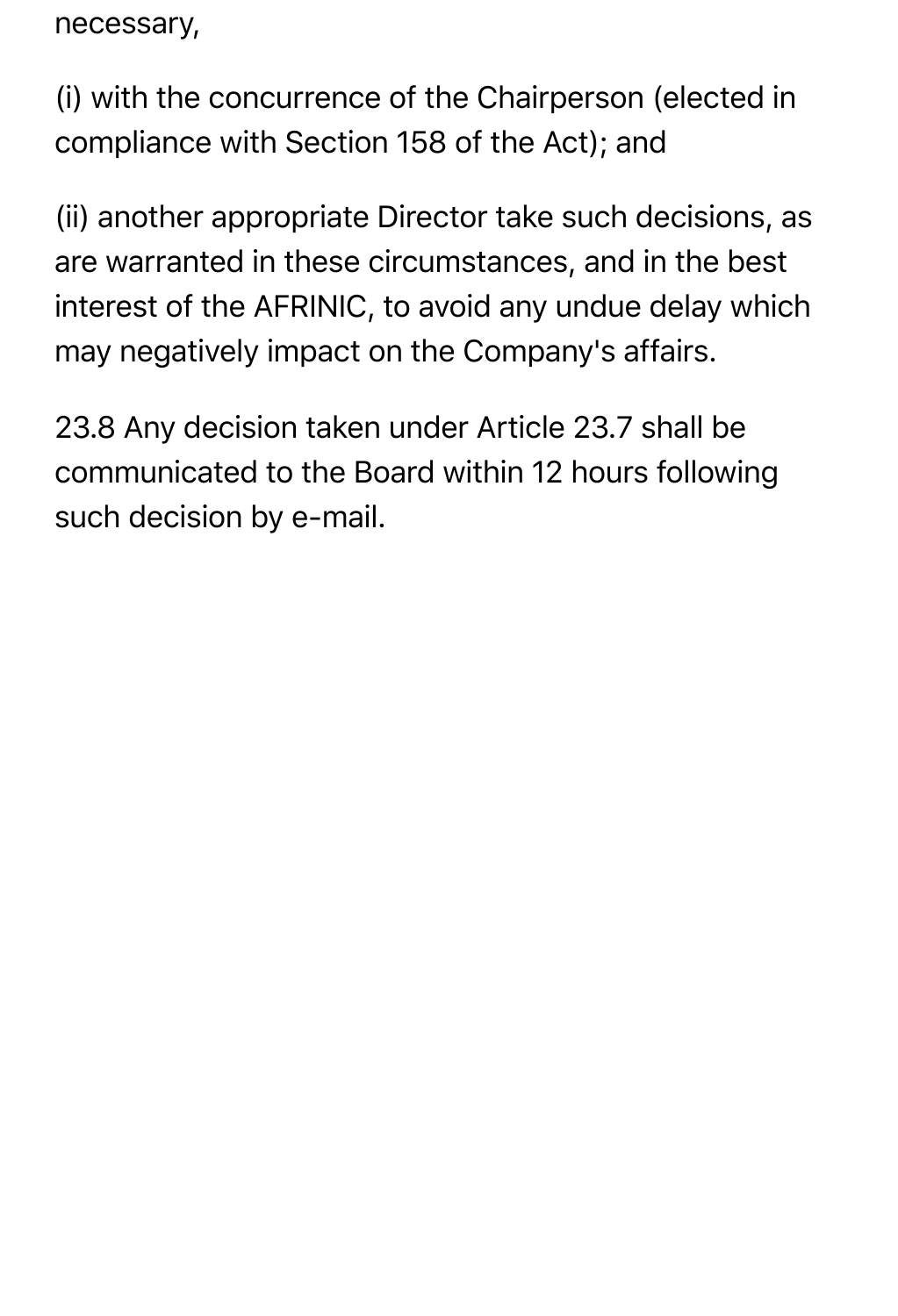necessary,

(i) with the concurrence of the Chairperson (elected in compliance with Section 158 of the Act); and

(ii) another appropriate Director take such decisions, as are warranted in these circumstances, and in the best interest of the AFRINIC, to avoid any undue delay which may negatively impact on the Company's affairs.

23.8 Any decision taken under Article 23.7 shall be communicated to the Board within 12 hours following such decision by e-mail.